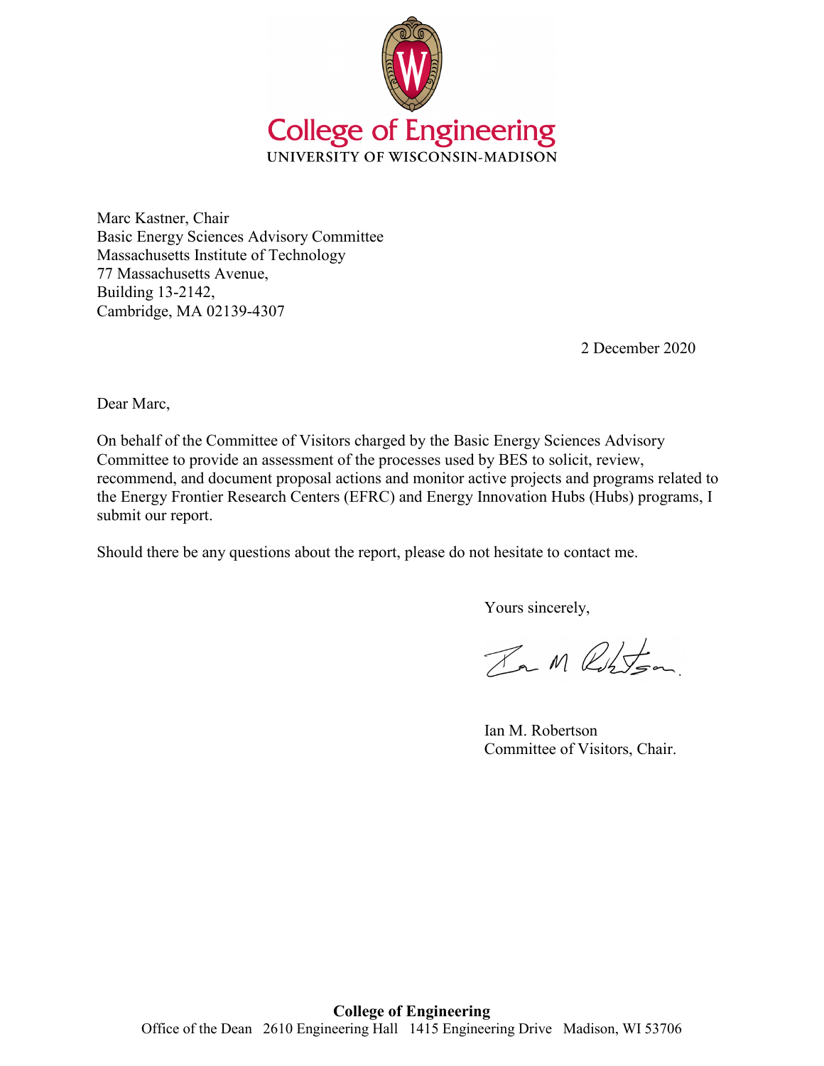College of Engineering
UNIVERSITY OF WISCONSIN-MADISON

Marc Kastner, Chair
Basic Energy Sciences Advisory Committee
Massachusetts Institute of Technology
77 Massachusetts Avenue,
Building 13-2142,
Cambridge, MA 02139-4307

2 December 2020

Dear Marc,

On behalf of the Committee of Visitors charged by the Basic Energy Sciences Advisory Committee to provide an assessment of the processes used by BES to solicit, review, recommend, and document proposal actions and monitor active projects and programs related to the Energy Frontier Research Centers (EFRC) and Energy Innovation Hubs (Hubs) programs, I submit our report.

Should there be any questions about the report, please do not hesitate to contact me.

Yours sincerely,

Ian M. Robertson
Committee of Visitors, Chair.

**College of Engineering**
Office of the Dean 2610 Engineering Hall 1415 Engineering Drive Madison, WI 53706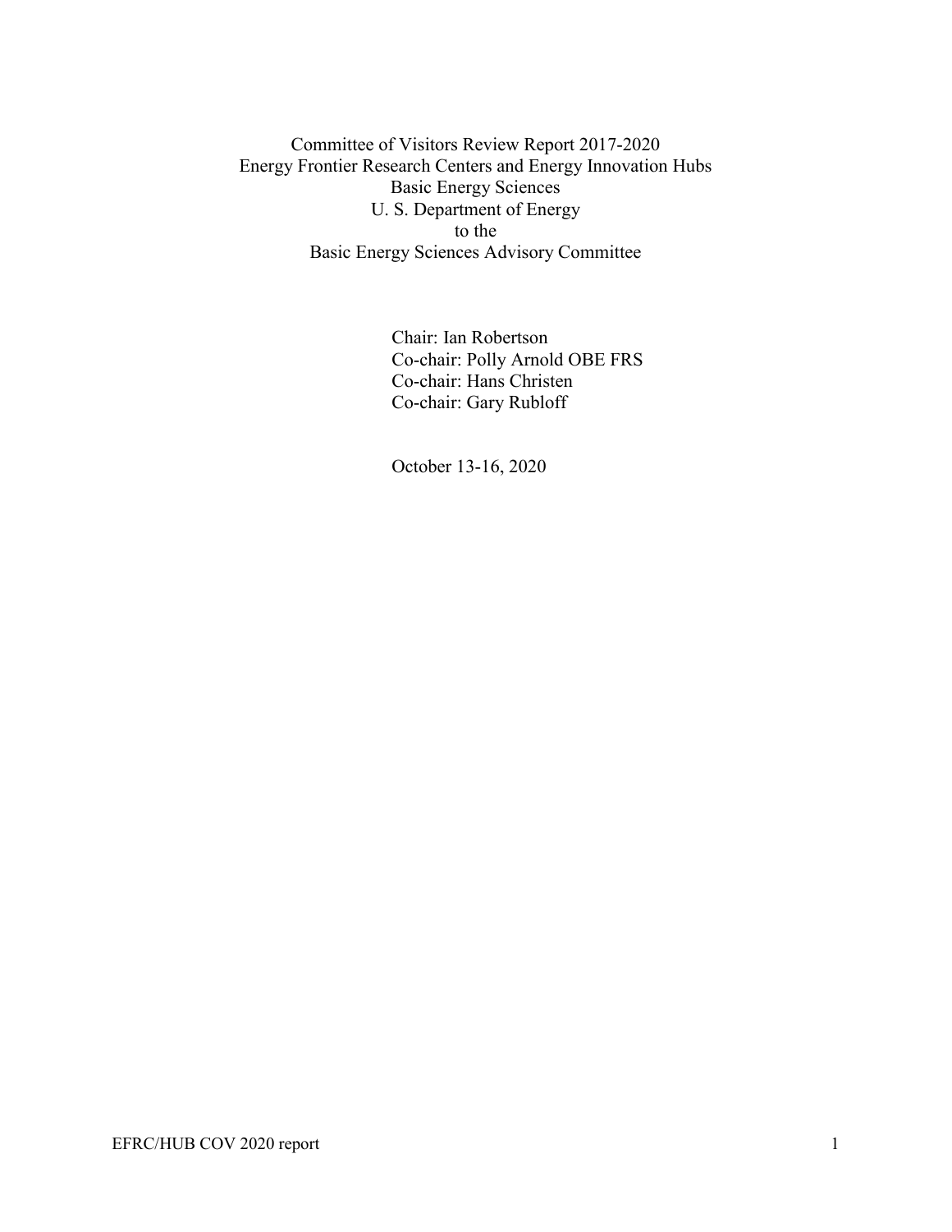Committee of Visitors Review Report 2017-2020
Energy Frontier Research Centers and Energy Innovation Hubs
Basic Energy Sciences
U. S. Department of Energy
to the
Basic Energy Sciences Advisory Committee

Chair: Ian Robertson
Co-chair: Polly Arnold OBE FRS
Co-chair: Hans Christen
Co-chair: Gary Rubloff

October 13-16, 2020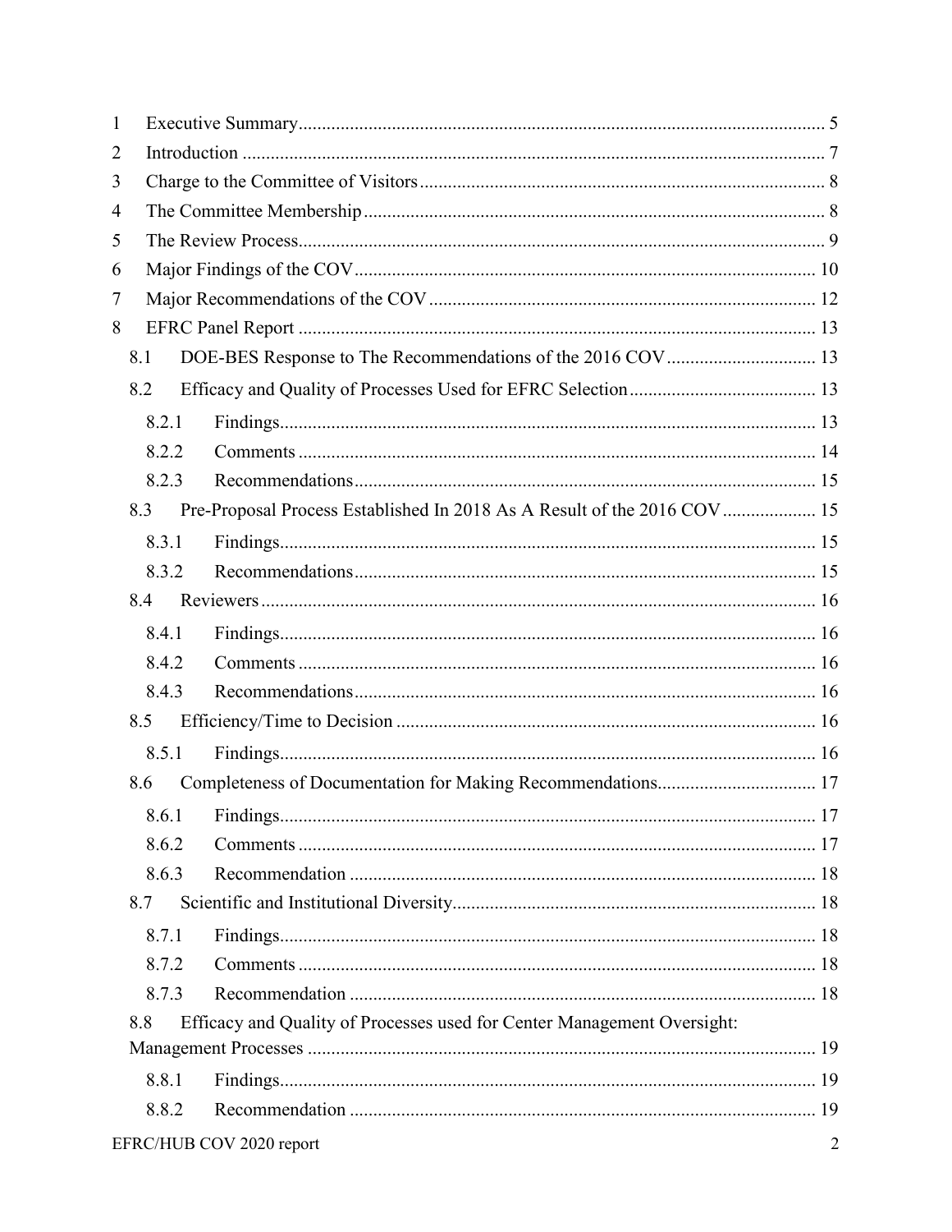1 Executive Summary ........................................................................................................ 5
2 Introduction ................................................................................................................. 7
3 Charge to the Committee of Visitors ........................................................................... 8
4 The Committee Membership ........................................................................................ 8
5 The Review Process ..................................................................................................... 9
6 Major Findings of the COV ........................................................................................ 10
7 Major Recommendations of the COV ........................................................................ 12
8 EFRC Panel Report .................................................................................................... 13

8.1 DOE-BES Response to The Recommendations of the 2016 COV ................................ 13

8.2 Efficacy and Quality of Processes Used for EFRC Selection ........................................ 13

8.2.1 Findings ................................................................................................................ 13

8.2.2 Comments ............................................................................................................ 14

8.2.3 Recommendations ................................................................................................ 15

8.3 Pre-Proposal Process Established In 2018 As A Result of the 2016 COV .................... 15

8.3.1 Findings ................................................................................................................ 15

8.3.2 Recommendations ................................................................................................ 15

8.4 Reviewers ....................................................................................................................... 16

8.4.1 Findings ................................................................................................................ 16

8.4.2 Comments ............................................................................................................ 16

8.4.3 Recommendations ................................................................................................ 16

8.5 Efficiency/Time to Decision ......................................................................................... 16

8.5.1 Findings ................................................................................................................ 16

8.6 Completeness of Documentation for Making Recommendations .................................. 17

8.6.1 Findings ................................................................................................................ 17

8.6.2 Comments ............................................................................................................ 17

8.6.3 Recommendation .................................................................................................. 18

8.7 Scientific and Institutional Diversity ............................................................................. 18

8.7.1 Findings ................................................................................................................ 18

8.7.2 Comments ............................................................................................................ 18

8.7.3 Recommendation .................................................................................................. 18

8.8 Efficacy and Quality of Processes used for Center Management Oversight: Management Processes ........................................................................................................... 19

8.8.1 Findings ................................................................................................................ 19

8.8.2 Recommendation .................................................................................................. 19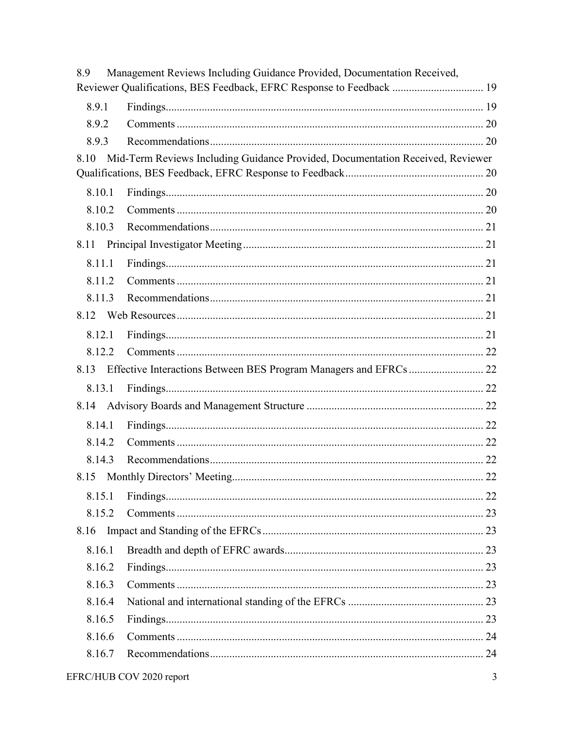8.9 Management Reviews Including Guidance Provided, Documentation Received, Reviewer Qualifications, BES Feedback, EFRC Response to Feedback ..... 19

- 8.9.1 Findings ..... 19
- 8.9.2 Comments ..... 20
- 8.9.3 Recommendations ..... 20

8.10 Mid-Term Reviews Including Guidance Provided, Documentation Received, Reviewer Qualifications, BES Feedback, EFRC Response to Feedback ..... 20

- 8.10.1 Findings ..... 20
- 8.10.2 Comments ..... 20
- 8.10.3 Recommendations ..... 21

8.11 Principal Investigator Meeting ..... 21

- 8.11.1 Findings ..... 21
- 8.11.2 Comments ..... 21
- 8.11.3 Recommendations ..... 21

8.12 Web Resources ..... 21

- 8.12.1 Findings ..... 21
- 8.12.2 Comments ..... 22

8.13 Effective Interactions Between BES Program Managers and EFRCs ..... 22

- 8.13.1 Findings ..... 22

8.14 Advisory Boards and Management Structure ..... 22

- 8.14.1 Findings ..... 22
- 8.14.2 Comments ..... 22
- 8.14.3 Recommendations ..... 22

8.15 Monthly Directors' Meeting ..... 22

- 8.15.1 Findings ..... 22
- 8.15.2 Comments ..... 23

8.16 Impact and Standing of the EFRCs ..... 23

- 8.16.1 Breadth and depth of EFRC awards ..... 23
- 8.16.2 Findings ..... 23
- 8.16.3 Comments ..... 23
- 8.16.4 National and international standing of the EFRCs ..... 23
- 8.16.5 Findings ..... 23
- 8.16.6 Comments ..... 24
- 8.16.7 Recommendations ..... 24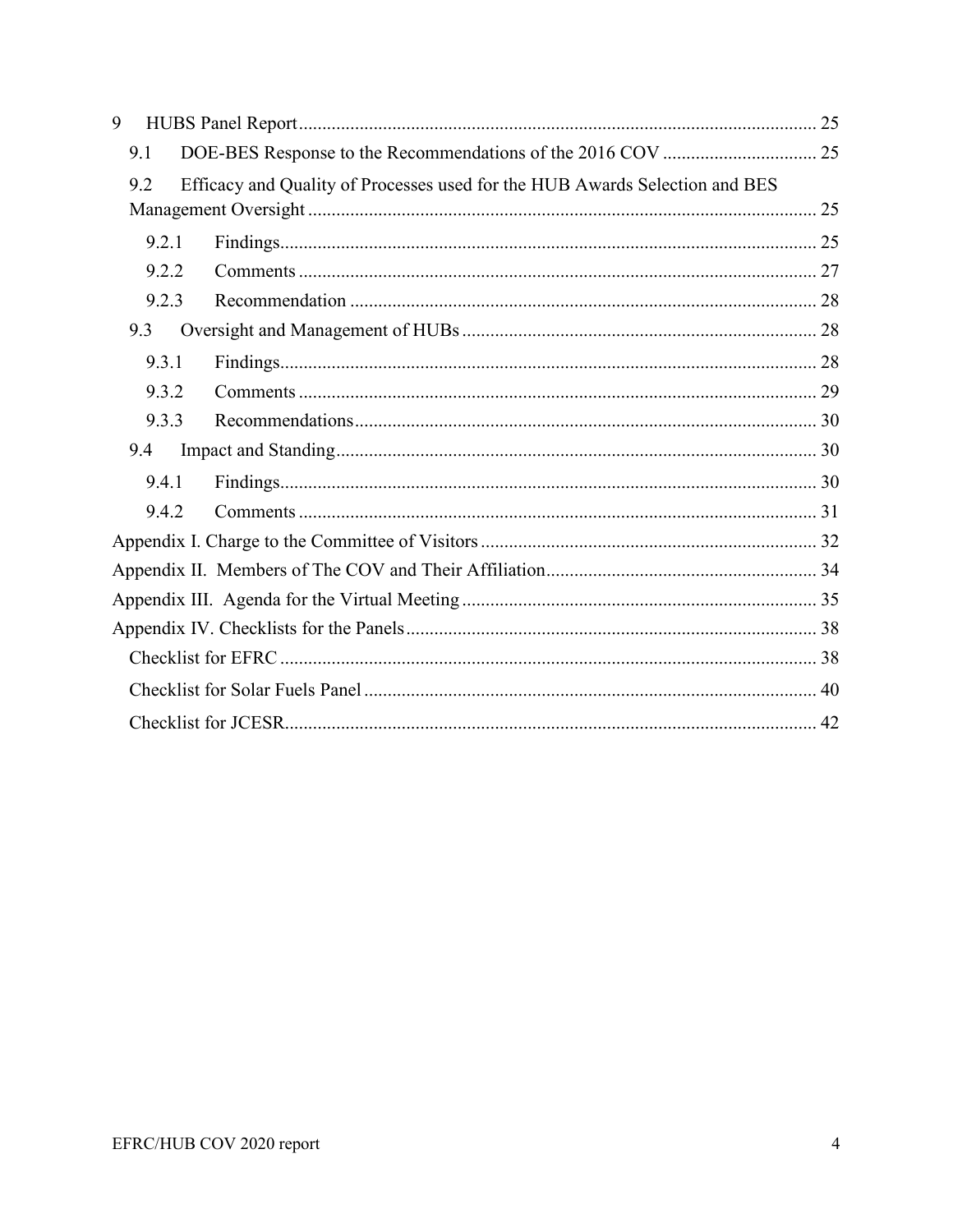9 HUBS Panel Report ... 25

- 9.1 DOE-BES Response to the Recommendations of the 2016 COV ... 25
- 9.2 Efficacy and Quality of Processes used for the HUB Awards Selection and BES Management Oversight ... 25
  - 9.2.1 Findings ... 25
  - 9.2.2 Comments ... 27
  - 9.2.3 Recommendation ... 28
- 9.3 Oversight and Management of HUBs ... 28
  - 9.3.1 Findings ... 28
  - 9.3.2 Comments ... 29
  - 9.3.3 Recommendations ... 30
- 9.4 Impact and Standing ... 30
  - 9.4.1 Findings ... 30
  - 9.4.2 Comments ... 31

Appendix I. Charge to the Committee of Visitors ... 32

Appendix II. Members of The COV and Their Affiliation ... 34

Appendix III. Agenda for the Virtual Meeting ... 35

Appendix IV. Checklists for the Panels ... 38

- Checklist for EFRC ... 38
- Checklist for Solar Fuels Panel ... 40
- Checklist for JCESR ... 42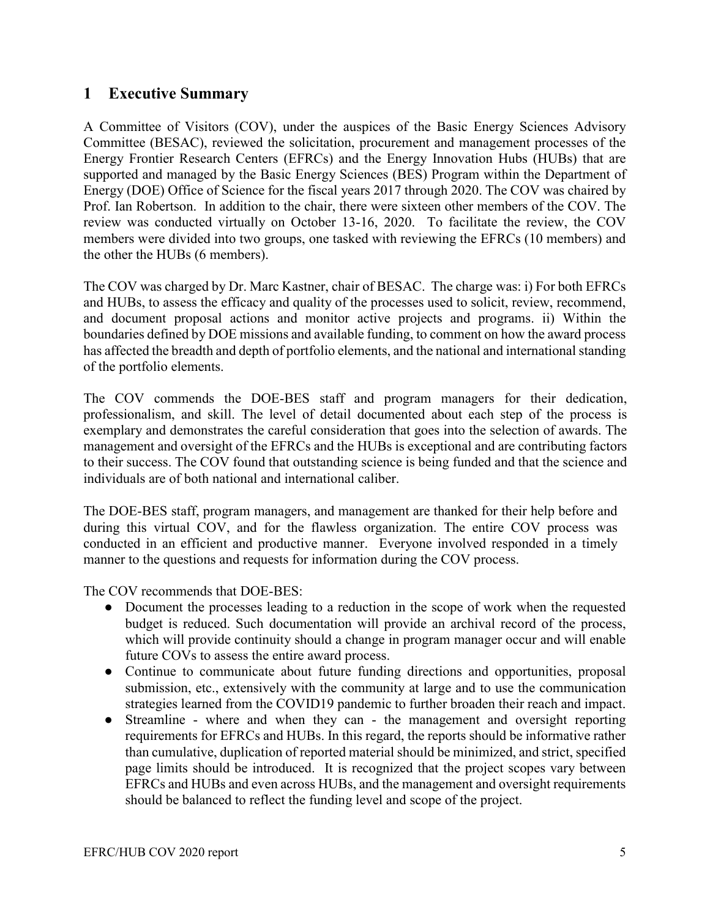## 1 Executive Summary

A Committee of Visitors (COV), under the auspices of the Basic Energy Sciences Advisory Committee (BESAC), reviewed the solicitation, procurement and management processes of the Energy Frontier Research Centers (EFRCs) and the Energy Innovation Hubs (HUBs) that are supported and managed by the Basic Energy Sciences (BES) Program within the Department of Energy (DOE) Office of Science for the fiscal years 2017 through 2020. The COV was chaired by Prof. Ian Robertson. In addition to the chair, there were sixteen other members of the COV. The review was conducted virtually on October 13-16, 2020. To facilitate the review, the COV members were divided into two groups, one tasked with reviewing the EFRCs (10 members) and the other the HUBs (6 members).

The COV was charged by Dr. Marc Kastner, chair of BESAC. The charge was: i) For both EFRCs and HUBs, to assess the efficacy and quality of the processes used to solicit, review, recommend, and document proposal actions and monitor active projects and programs. ii) Within the boundaries defined by DOE missions and available funding, to comment on how the award process has affected the breadth and depth of portfolio elements, and the national and international standing of the portfolio elements.

The COV commends the DOE-BES staff and program managers for their dedication, professionalism, and skill. The level of detail documented about each step of the process is exemplary and demonstrates the careful consideration that goes into the selection of awards. The management and oversight of the EFRCs and the HUBs is exceptional and are contributing factors to their success. The COV found that outstanding science is being funded and that the science and individuals are of both national and international caliber.

The DOE-BES staff, program managers, and management are thanked for their help before and during this virtual COV, and for the flawless organization. The entire COV process was conducted in an efficient and productive manner. Everyone involved responded in a timely manner to the questions and requests for information during the COV process.

The COV recommends that DOE-BES:

- Document the processes leading to a reduction in the scope of work when the requested budget is reduced. Such documentation will provide an archival record of the process, which will provide continuity should a change in program manager occur and will enable future COVs to assess the entire award process.
- Continue to communicate about future funding directions and opportunities, proposal submission, etc., extensively with the community at large and to use the communication strategies learned from the COVID19 pandemic to further broaden their reach and impact.
- Streamline - where and when they can - the management and oversight reporting requirements for EFRCs and HUBs. In this regard, the reports should be informative rather than cumulative, duplication of reported material should be minimized, and strict, specified page limits should be introduced. It is recognized that the project scopes vary between EFRCs and HUBs and even across HUBs, and the management and oversight requirements should be balanced to reflect the funding level and scope of the project.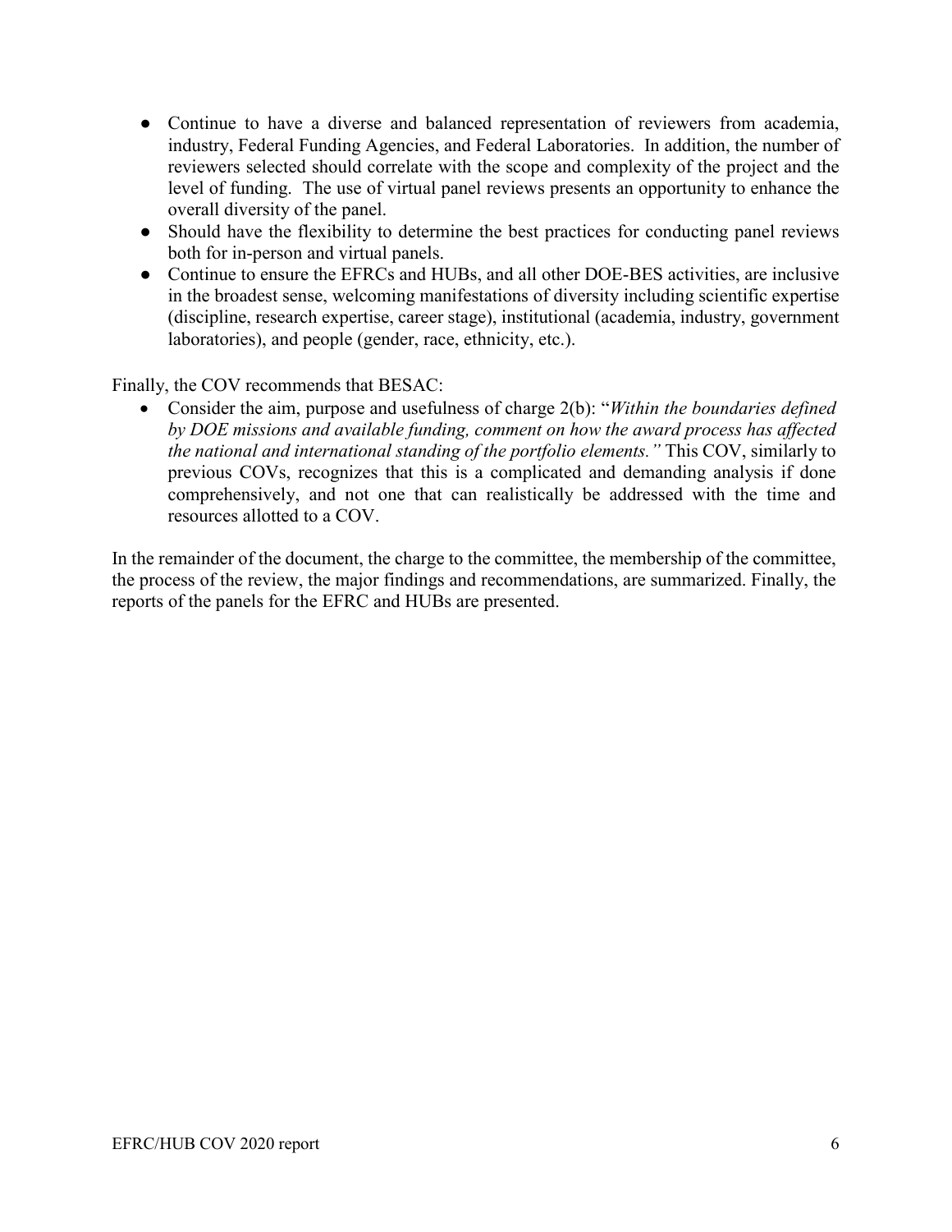- Continue to have a diverse and balanced representation of reviewers from academia, industry, Federal Funding Agencies, and Federal Laboratories. In addition, the number of reviewers selected should correlate with the scope and complexity of the project and the level of funding. The use of virtual panel reviews presents an opportunity to enhance the overall diversity of the panel.
- Should have the flexibility to determine the best practices for conducting panel reviews both for in-person and virtual panels.
- Continue to ensure the EFRCs and HUBs, and all other DOE-BES activities, are inclusive in the broadest sense, welcoming manifestations of diversity including scientific expertise (discipline, research expertise, career stage), institutional (academia, industry, government laboratories), and people (gender, race, ethnicity, etc.).

Finally, the COV recommends that BESAC:

- Consider the aim, purpose and usefulness of charge 2(b): "*Within the boundaries defined by DOE missions and available funding, comment on how the award process has affected the national and international standing of the portfolio elements."* This COV, similarly to previous COVs, recognizes that this is a complicated and demanding analysis if done comprehensively, and not one that can realistically be addressed with the time and resources allotted to a COV.

In the remainder of the document, the charge to the committee, the membership of the committee, the process of the review, the major findings and recommendations, are summarized. Finally, the reports of the panels for the EFRC and HUBs are presented.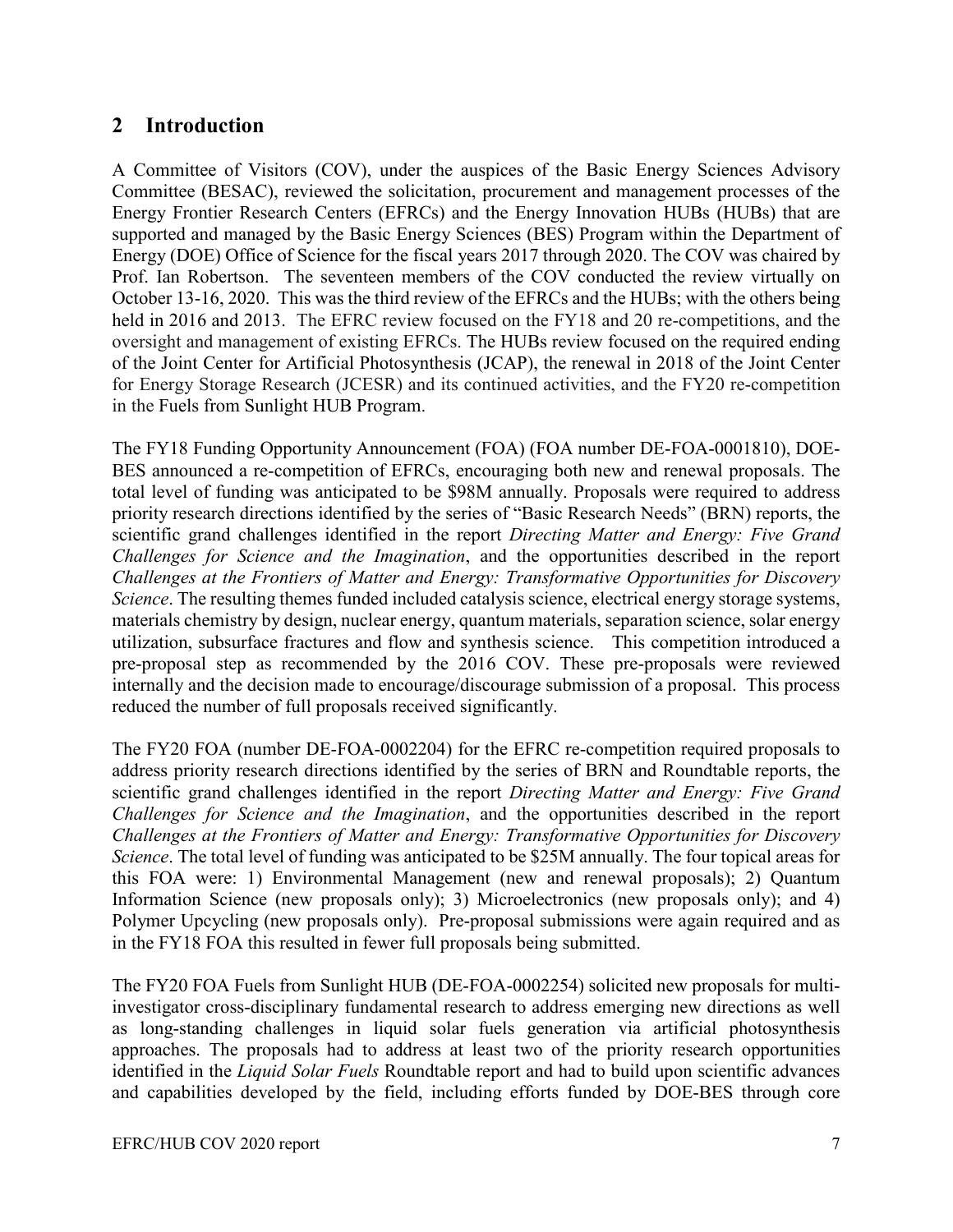## 2 Introduction

A Committee of Visitors (COV), under the auspices of the Basic Energy Sciences Advisory Committee (BESAC), reviewed the solicitation, procurement and management processes of the Energy Frontier Research Centers (EFRCs) and the Energy Innovation HUBs (HUBs) that are supported and managed by the Basic Energy Sciences (BES) Program within the Department of Energy (DOE) Office of Science for the fiscal years 2017 through 2020. The COV was chaired by Prof. Ian Robertson. The seventeen members of the COV conducted the review virtually on October 13-16, 2020. This was the third review of the EFRCs and the HUBs; with the others being held in 2016 and 2013. The EFRC review focused on the FY18 and 20 re-competitions, and the oversight and management of existing EFRCs. The HUBs review focused on the required ending of the Joint Center for Artificial Photosynthesis (JCAP), the renewal in 2018 of the Joint Center for Energy Storage Research (JCESR) and its continued activities, and the FY20 re-competition in the Fuels from Sunlight HUB Program.

The FY18 Funding Opportunity Announcement (FOA) (FOA number DE-FOA-0001810), DOE-BES announced a re-competition of EFRCs, encouraging both new and renewal proposals. The total level of funding was anticipated to be $98M annually. Proposals were required to address priority research directions identified by the series of "Basic Research Needs" (BRN) reports, the scientific grand challenges identified in the report *Directing Matter and Energy: Five Grand Challenges for Science and the Imagination*, and the opportunities described in the report *Challenges at the Frontiers of Matter and Energy: Transformative Opportunities for Discovery Science*. The resulting themes funded included catalysis science, electrical energy storage systems, materials chemistry by design, nuclear energy, quantum materials, separation science, solar energy utilization, subsurface fractures and flow and synthesis science. This competition introduced a pre-proposal step as recommended by the 2016 COV. These pre-proposals were reviewed internally and the decision made to encourage/discourage submission of a proposal. This process reduced the number of full proposals received significantly.

The FY20 FOA (number DE-FOA-0002204) for the EFRC re-competition required proposals to address priority research directions identified by the series of BRN and Roundtable reports, the scientific grand challenges identified in the report *Directing Matter and Energy: Five Grand Challenges for Science and the Imagination*, and the opportunities described in the report *Challenges at the Frontiers of Matter and Energy: Transformative Opportunities for Discovery Science*. The total level of funding was anticipated to be $25M annually. The four topical areas for this FOA were: 1) Environmental Management (new and renewal proposals); 2) Quantum Information Science (new proposals only); 3) Microelectronics (new proposals only); and 4) Polymer Upcycling (new proposals only). Pre-proposal submissions were again required and as in the FY18 FOA this resulted in fewer full proposals being submitted.

The FY20 FOA Fuels from Sunlight HUB (DE-FOA-0002254) solicited new proposals for multi-investigator cross-disciplinary fundamental research to address emerging new directions as well as long-standing challenges in liquid solar fuels generation via artificial photosynthesis approaches. The proposals had to address at least two of the priority research opportunities identified in the *Liquid Solar Fuels* Roundtable report and had to build upon scientific advances and capabilities developed by the field, including efforts funded by DOE-BES through core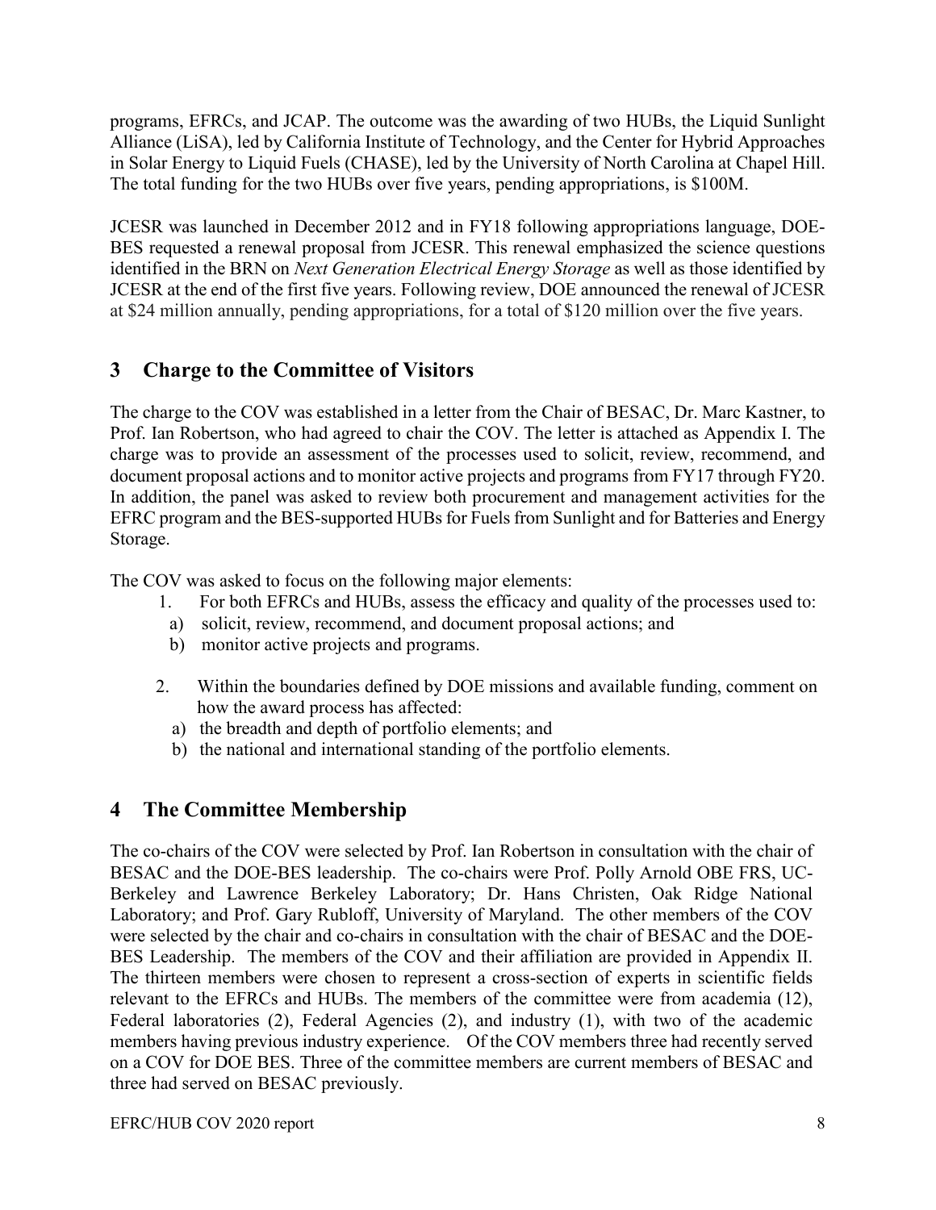programs, EFRCs, and JCAP. The outcome was the awarding of two HUBs, the Liquid Sunlight Alliance (LiSA), led by California Institute of Technology, and the Center for Hybrid Approaches in Solar Energy to Liquid Fuels (CHASE), led by the University of North Carolina at Chapel Hill. The total funding for the two HUBs over five years, pending appropriations, is \$100M.

JCESR was launched in December 2012 and in FY18 following appropriations language, DOE-BES requested a renewal proposal from JCESR. This renewal emphasized the science questions identified in the BRN on *Next Generation Electrical Energy Storage* as well as those identified by JCESR at the end of the first five years. Following review, DOE announced the renewal of JCESR at \$24 million annually, pending appropriations, for a total of \$120 million over the five years.

## 3 Charge to the Committee of Visitors

The charge to the COV was established in a letter from the Chair of BESAC, Dr. Marc Kastner, to Prof. Ian Robertson, who had agreed to chair the COV. The letter is attached as Appendix I. The charge was to provide an assessment of the processes used to solicit, review, recommend, and document proposal actions and to monitor active projects and programs from FY17 through FY20. In addition, the panel was asked to review both procurement and management activities for the EFRC program and the BES-supported HUBs for Fuels from Sunlight and for Batteries and Energy Storage.

The COV was asked to focus on the following major elements:

1. For both EFRCs and HUBs, assess the efficacy and quality of the processes used to:
   a) solicit, review, recommend, and document proposal actions; and
   b) monitor active projects and programs.

2. Within the boundaries defined by DOE missions and available funding, comment on how the award process has affected:
   a) the breadth and depth of portfolio elements; and
   b) the national and international standing of the portfolio elements.

## 4 The Committee Membership

The co-chairs of the COV were selected by Prof. Ian Robertson in consultation with the chair of BESAC and the DOE-BES leadership. The co-chairs were Prof. Polly Arnold OBE FRS, UC-Berkeley and Lawrence Berkeley Laboratory; Dr. Hans Christen, Oak Ridge National Laboratory; and Prof. Gary Rubloff, University of Maryland. The other members of the COV were selected by the chair and co-chairs in consultation with the chair of BESAC and the DOE-BES Leadership. The members of the COV and their affiliation are provided in Appendix II. The thirteen members were chosen to represent a cross-section of experts in scientific fields relevant to the EFRCs and HUBs. The members of the committee were from academia (12), Federal laboratories (2), Federal Agencies (2), and industry (1), with two of the academic members having previous industry experience. Of the COV members three had recently served on a COV for DOE BES. Three of the committee members are current members of BESAC and three had served on BESAC previously.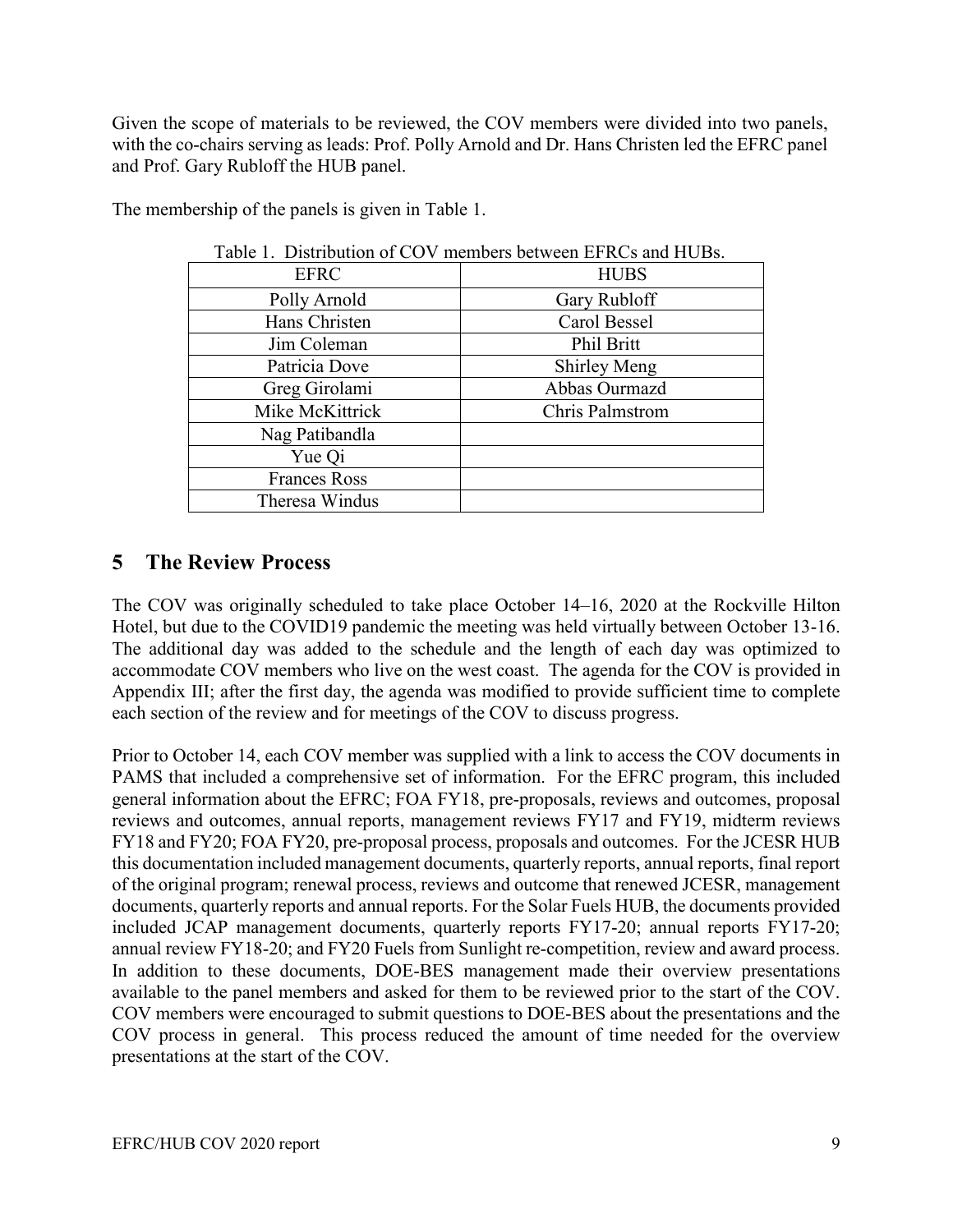Given the scope of materials to be reviewed, the COV members were divided into two panels, with the co-chairs serving as leads: Prof. Polly Arnold and Dr. Hans Christen led the EFRC panel and Prof. Gary Rubloff the HUB panel.

The membership of the panels is given in Table 1.

Table 1. Distribution of COV members between EFRCs and HUBs.

| EFRC | HUBS |
|---|---|
| Polly Arnold | Gary Rubloff |
| Hans Christen | Carol Bessel |
| Jim Coleman | Phil Britt |
| Patricia Dove | Shirley Meng |
| Greg Girolami | Abbas Ourmazd |
| Mike McKittrick | Chris Palmstrom |
| Nag Patibandla | |
| Yue Qi | |
| Frances Ross | |
| Theresa Windus | |

## 5 The Review Process

The COV was originally scheduled to take place October 14–16, 2020 at the Rockville Hilton Hotel, but due to the COVID19 pandemic the meeting was held virtually between October 13-16. The additional day was added to the schedule and the length of each day was optimized to accommodate COV members who live on the west coast. The agenda for the COV is provided in Appendix III; after the first day, the agenda was modified to provide sufficient time to complete each section of the review and for meetings of the COV to discuss progress.

Prior to October 14, each COV member was supplied with a link to access the COV documents in PAMS that included a comprehensive set of information. For the EFRC program, this included general information about the EFRC; FOA FY18, pre-proposals, reviews and outcomes, proposal reviews and outcomes, annual reports, management reviews FY17 and FY19, midterm reviews FY18 and FY20; FOA FY20, pre-proposal process, proposals and outcomes. For the JCESR HUB this documentation included management documents, quarterly reports, annual reports, final report of the original program; renewal process, reviews and outcome that renewed JCESR, management documents, quarterly reports and annual reports. For the Solar Fuels HUB, the documents provided included JCAP management documents, quarterly reports FY17-20; annual reports FY17-20; annual review FY18-20; and FY20 Fuels from Sunlight re-competition, review and award process. In addition to these documents, DOE-BES management made their overview presentations available to the panel members and asked for them to be reviewed prior to the start of the COV. COV members were encouraged to submit questions to DOE-BES about the presentations and the COV process in general. This process reduced the amount of time needed for the overview presentations at the start of the COV.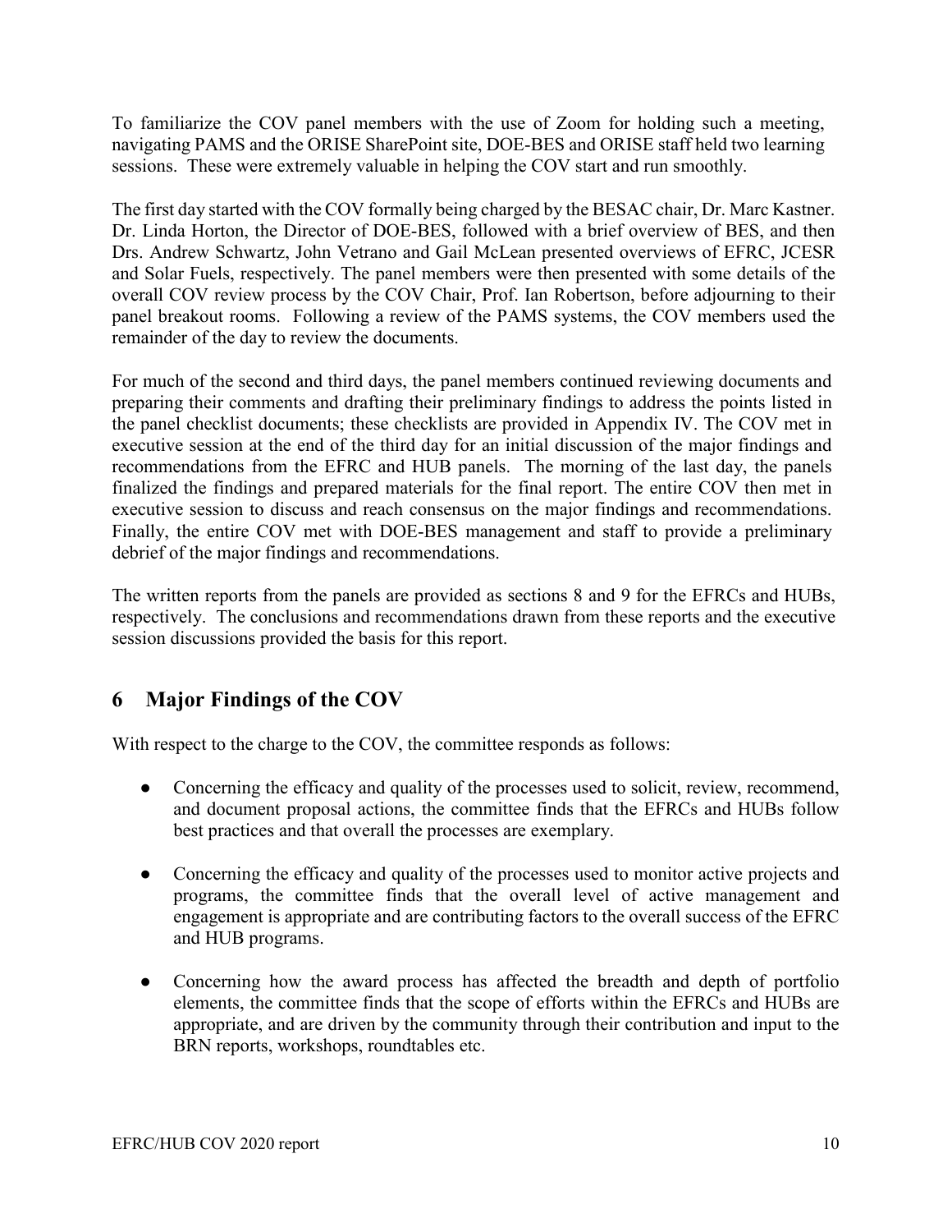To familiarize the COV panel members with the use of Zoom for holding such a meeting, navigating PAMS and the ORISE SharePoint site, DOE-BES and ORISE staff held two learning sessions. These were extremely valuable in helping the COV start and run smoothly.

The first day started with the COV formally being charged by the BESAC chair, Dr. Marc Kastner. Dr. Linda Horton, the Director of DOE-BES, followed with a brief overview of BES, and then Drs. Andrew Schwartz, John Vetrano and Gail McLean presented overviews of EFRC, JCESR and Solar Fuels, respectively. The panel members were then presented with some details of the overall COV review process by the COV Chair, Prof. Ian Robertson, before adjourning to their panel breakout rooms. Following a review of the PAMS systems, the COV members used the remainder of the day to review the documents.

For much of the second and third days, the panel members continued reviewing documents and preparing their comments and drafting their preliminary findings to address the points listed in the panel checklist documents; these checklists are provided in Appendix IV. The COV met in executive session at the end of the third day for an initial discussion of the major findings and recommendations from the EFRC and HUB panels. The morning of the last day, the panels finalized the findings and prepared materials for the final report. The entire COV then met in executive session to discuss and reach consensus on the major findings and recommendations. Finally, the entire COV met with DOE-BES management and staff to provide a preliminary debrief of the major findings and recommendations.

The written reports from the panels are provided as sections 8 and 9 for the EFRCs and HUBs, respectively. The conclusions and recommendations drawn from these reports and the executive session discussions provided the basis for this report.

## 6 Major Findings of the COV

With respect to the charge to the COV, the committee responds as follows:

- Concerning the efficacy and quality of the processes used to solicit, review, recommend, and document proposal actions, the committee finds that the EFRCs and HUBs follow best practices and that overall the processes are exemplary.

- Concerning the efficacy and quality of the processes used to monitor active projects and programs, the committee finds that the overall level of active management and engagement is appropriate and are contributing factors to the overall success of the EFRC and HUB programs.

- Concerning how the award process has affected the breadth and depth of portfolio elements, the committee finds that the scope of efforts within the EFRCs and HUBs are appropriate, and are driven by the community through their contribution and input to the BRN reports, workshops, roundtables etc.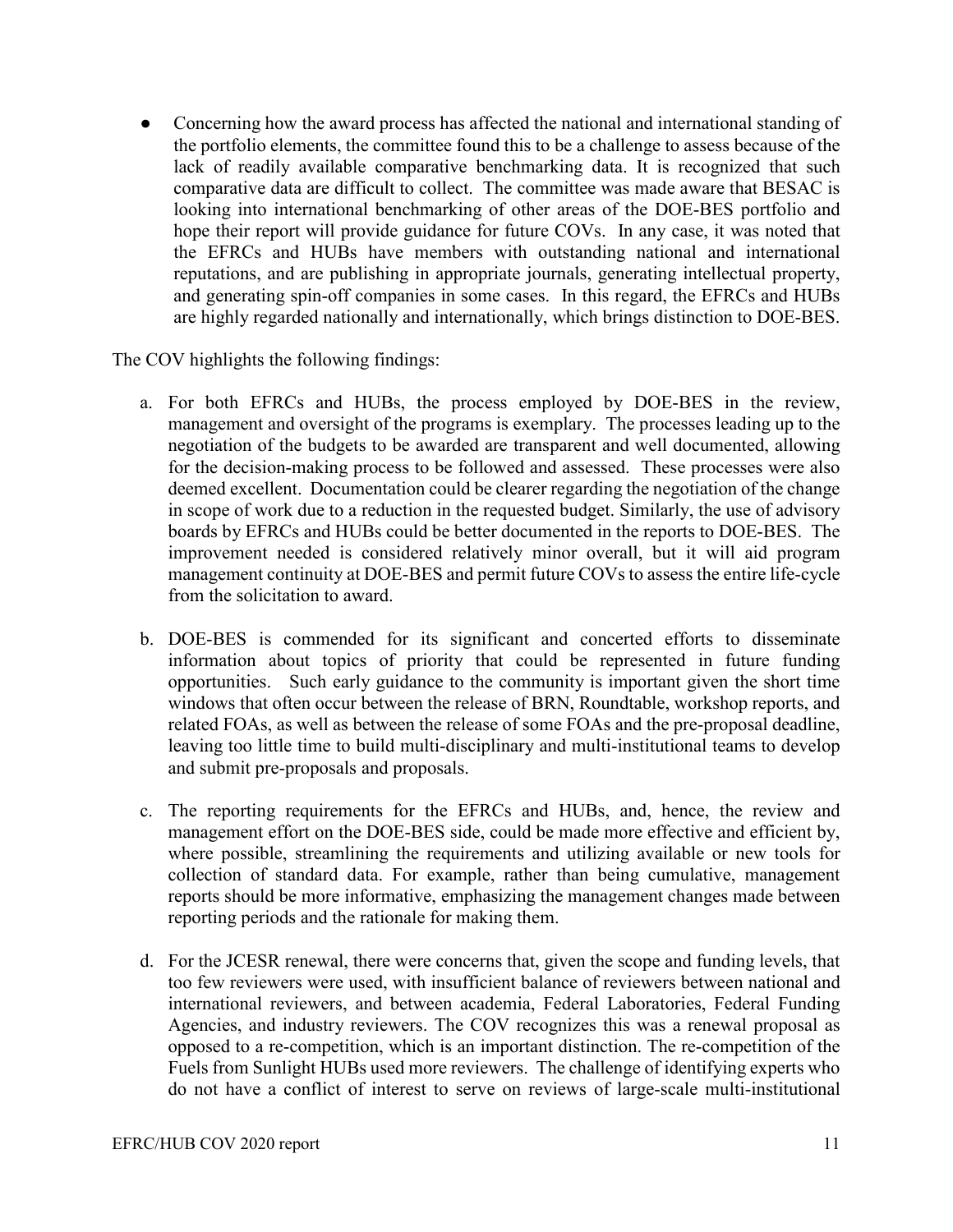- Concerning how the award process has affected the national and international standing of the portfolio elements, the committee found this to be a challenge to assess because of the lack of readily available comparative benchmarking data. It is recognized that such comparative data are difficult to collect. The committee was made aware that BESAC is looking into international benchmarking of other areas of the DOE-BES portfolio and hope their report will provide guidance for future COVs. In any case, it was noted that the EFRCs and HUBs have members with outstanding national and international reputations, and are publishing in appropriate journals, generating intellectual property, and generating spin-off companies in some cases. In this regard, the EFRCs and HUBs are highly regarded nationally and internationally, which brings distinction to DOE-BES.

The COV highlights the following findings:

a. For both EFRCs and HUBs, the process employed by DOE-BES in the review, management and oversight of the programs is exemplary. The processes leading up to the negotiation of the budgets to be awarded are transparent and well documented, allowing for the decision-making process to be followed and assessed. These processes were also deemed excellent. Documentation could be clearer regarding the negotiation of the change in scope of work due to a reduction in the requested budget. Similarly, the use of advisory boards by EFRCs and HUBs could be better documented in the reports to DOE-BES. The improvement needed is considered relatively minor overall, but it will aid program management continuity at DOE-BES and permit future COVs to assess the entire life-cycle from the solicitation to award.

b. DOE-BES is commended for its significant and concerted efforts to disseminate information about topics of priority that could be represented in future funding opportunities. Such early guidance to the community is important given the short time windows that often occur between the release of BRN, Roundtable, workshop reports, and related FOAs, as well as between the release of some FOAs and the pre-proposal deadline, leaving too little time to build multi-disciplinary and multi-institutional teams to develop and submit pre-proposals and proposals.

c. The reporting requirements for the EFRCs and HUBs, and, hence, the review and management effort on the DOE-BES side, could be made more effective and efficient by, where possible, streamlining the requirements and utilizing available or new tools for collection of standard data. For example, rather than being cumulative, management reports should be more informative, emphasizing the management changes made between reporting periods and the rationale for making them.

d. For the JCESR renewal, there were concerns that, given the scope and funding levels, that too few reviewers were used, with insufficient balance of reviewers between national and international reviewers, and between academia, Federal Laboratories, Federal Funding Agencies, and industry reviewers. The COV recognizes this was a renewal proposal as opposed to a re-competition, which is an important distinction. The re-competition of the Fuels from Sunlight HUBs used more reviewers. The challenge of identifying experts who do not have a conflict of interest to serve on reviews of large-scale multi-institutional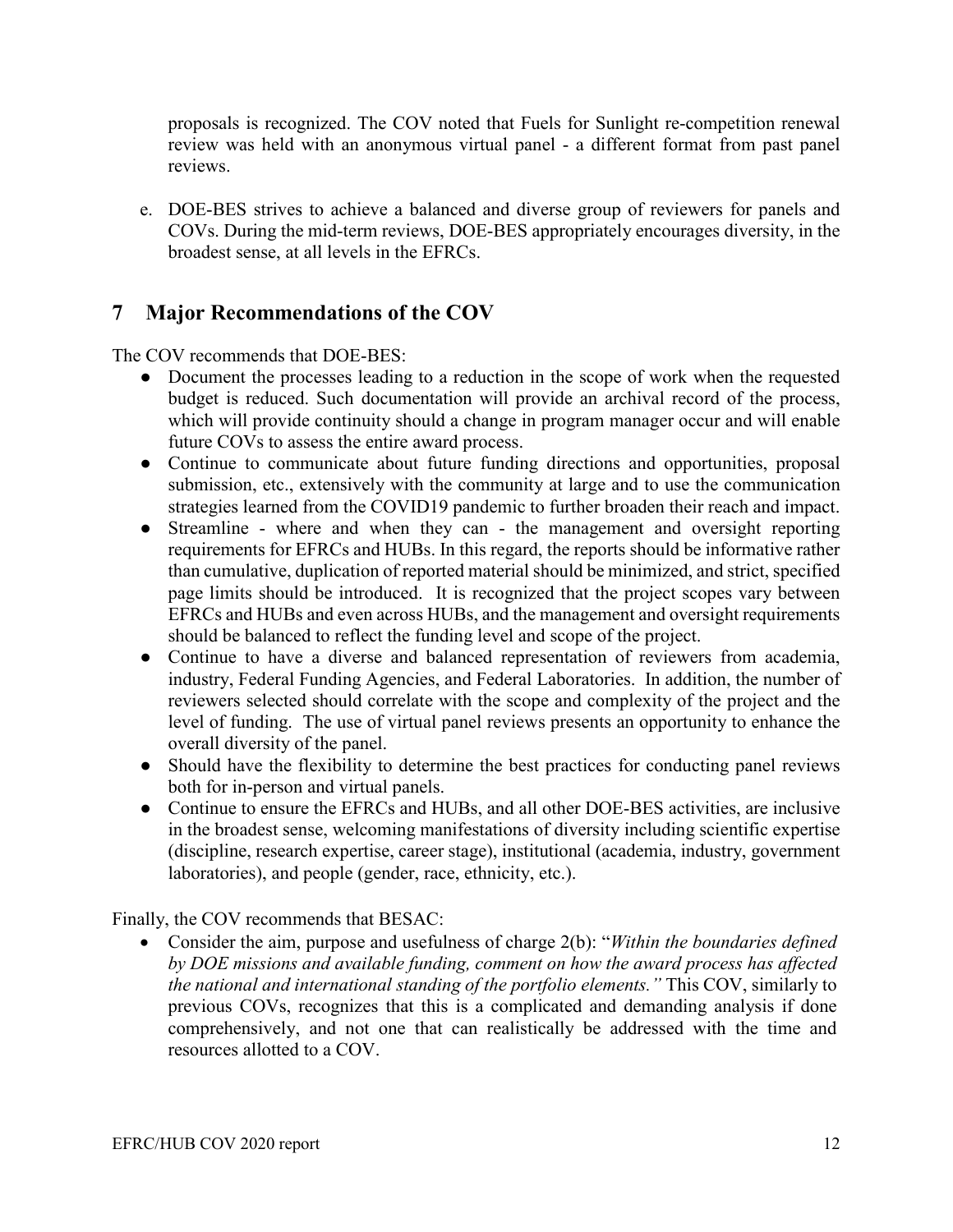proposals is recognized. The COV noted that Fuels for Sunlight re-competition renewal review was held with an anonymous virtual panel - a different format from past panel reviews.

e. DOE-BES strives to achieve a balanced and diverse group of reviewers for panels and COVs. During the mid-term reviews, DOE-BES appropriately encourages diversity, in the broadest sense, at all levels in the EFRCs.

## 7 Major Recommendations of the COV

The COV recommends that DOE-BES:

- Document the processes leading to a reduction in the scope of work when the requested budget is reduced. Such documentation will provide an archival record of the process, which will provide continuity should a change in program manager occur and will enable future COVs to assess the entire award process.
- Continue to communicate about future funding directions and opportunities, proposal submission, etc., extensively with the community at large and to use the communication strategies learned from the COVID19 pandemic to further broaden their reach and impact.
- Streamline - where and when they can - the management and oversight reporting requirements for EFRCs and HUBs. In this regard, the reports should be informative rather than cumulative, duplication of reported material should be minimized, and strict, specified page limits should be introduced. It is recognized that the project scopes vary between EFRCs and HUBs and even across HUBs, and the management and oversight requirements should be balanced to reflect the funding level and scope of the project.
- Continue to have a diverse and balanced representation of reviewers from academia, industry, Federal Funding Agencies, and Federal Laboratories. In addition, the number of reviewers selected should correlate with the scope and complexity of the project and the level of funding. The use of virtual panel reviews presents an opportunity to enhance the overall diversity of the panel.
- Should have the flexibility to determine the best practices for conducting panel reviews both for in-person and virtual panels.
- Continue to ensure the EFRCs and HUBs, and all other DOE-BES activities, are inclusive in the broadest sense, welcoming manifestations of diversity including scientific expertise (discipline, research expertise, career stage), institutional (academia, industry, government laboratories), and people (gender, race, ethnicity, etc.).

Finally, the COV recommends that BESAC:

- Consider the aim, purpose and usefulness of charge 2(b): "*Within the boundaries defined by DOE missions and available funding, comment on how the award process has affected the national and international standing of the portfolio elements.*" This COV, similarly to previous COVs, recognizes that this is a complicated and demanding analysis if done comprehensively, and not one that can realistically be addressed with the time and resources allotted to a COV.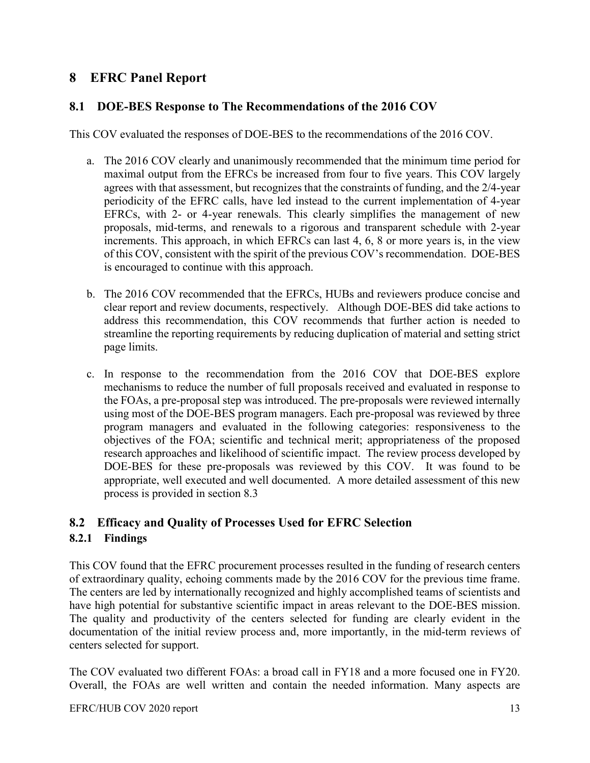# 8 EFRC Panel Report

## 8.1 DOE-BES Response to The Recommendations of the 2016 COV

This COV evaluated the responses of DOE-BES to the recommendations of the 2016 COV.

a. The 2016 COV clearly and unanimously recommended that the minimum time period for maximal output from the EFRCs be increased from four to five years. This COV largely agrees with that assessment, but recognizes that the constraints of funding, and the 2/4-year periodicity of the EFRC calls, have led instead to the current implementation of 4-year EFRCs, with 2- or 4-year renewals. This clearly simplifies the management of new proposals, mid-terms, and renewals to a rigorous and transparent schedule with 2-year increments. This approach, in which EFRCs can last 4, 6, 8 or more years is, in the view of this COV, consistent with the spirit of the previous COV's recommendation. DOE-BES is encouraged to continue with this approach.

b. The 2016 COV recommended that the EFRCs, HUBs and reviewers produce concise and clear report and review documents, respectively. Although DOE-BES did take actions to address this recommendation, this COV recommends that further action is needed to streamline the reporting requirements by reducing duplication of material and setting strict page limits.

c. In response to the recommendation from the 2016 COV that DOE-BES explore mechanisms to reduce the number of full proposals received and evaluated in response to the FOAs, a pre-proposal step was introduced. The pre-proposals were reviewed internally using most of the DOE-BES program managers. Each pre-proposal was reviewed by three program managers and evaluated in the following categories: responsiveness to the objectives of the FOA; scientific and technical merit; appropriateness of the proposed research approaches and likelihood of scientific impact. The review process developed by DOE-BES for these pre-proposals was reviewed by this COV. It was found to be appropriate, well executed and well documented. A more detailed assessment of this new process is provided in section 8.3

## 8.2 Efficacy and Quality of Processes Used for EFRC Selection

### 8.2.1 Findings

This COV found that the EFRC procurement processes resulted in the funding of research centers of extraordinary quality, echoing comments made by the 2016 COV for the previous time frame. The centers are led by internationally recognized and highly accomplished teams of scientists and have high potential for substantive scientific impact in areas relevant to the DOE-BES mission. The quality and productivity of the centers selected for funding are clearly evident in the documentation of the initial review process and, more importantly, in the mid-term reviews of centers selected for support.

The COV evaluated two different FOAs: a broad call in FY18 and a more focused one in FY20. Overall, the FOAs are well written and contain the needed information. Many aspects are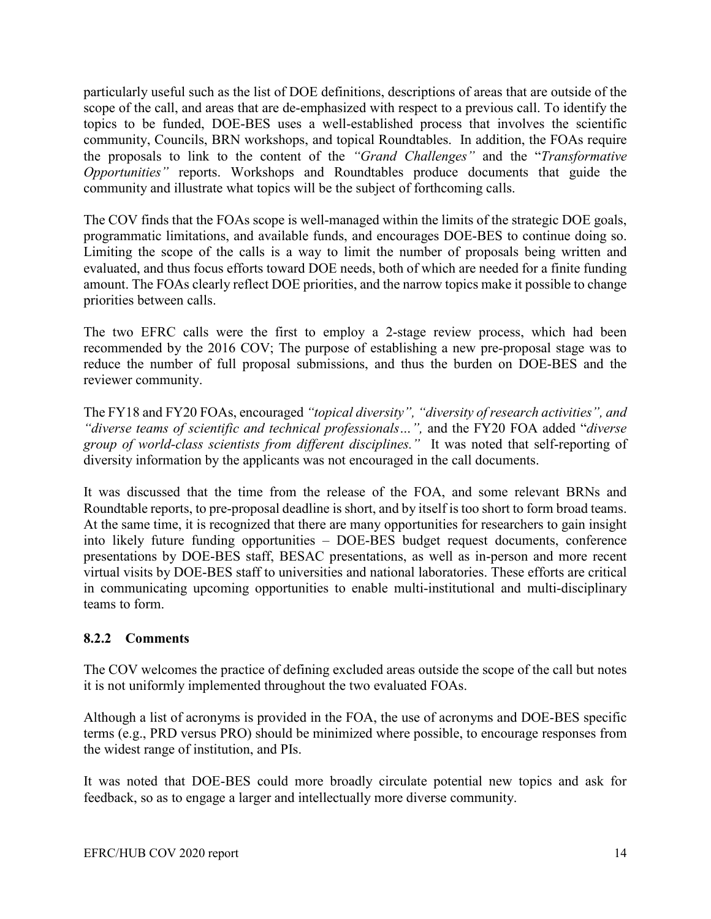particularly useful such as the list of DOE definitions, descriptions of areas that are outside of the scope of the call, and areas that are de-emphasized with respect to a previous call. To identify the topics to be funded, DOE-BES uses a well-established process that involves the scientific community, Councils, BRN workshops, and topical Roundtables. In addition, the FOAs require the proposals to link to the content of the *"Grand Challenges"* and the "*Transformative Opportunities"* reports. Workshops and Roundtables produce documents that guide the community and illustrate what topics will be the subject of forthcoming calls.

The COV finds that the FOAs scope is well-managed within the limits of the strategic DOE goals, programmatic limitations, and available funds, and encourages DOE-BES to continue doing so. Limiting the scope of the calls is a way to limit the number of proposals being written and evaluated, and thus focus efforts toward DOE needs, both of which are needed for a finite funding amount. The FOAs clearly reflect DOE priorities, and the narrow topics make it possible to change priorities between calls.

The two EFRC calls were the first to employ a 2-stage review process, which had been recommended by the 2016 COV; The purpose of establishing a new pre-proposal stage was to reduce the number of full proposal submissions, and thus the burden on DOE-BES and the reviewer community.

The FY18 and FY20 FOAs, encouraged *"topical diversity", "diversity of research activities", and "diverse teams of scientific and technical professionals…",* and the FY20 FOA added "*diverse group of world-class scientists from different disciplines."* It was noted that self-reporting of diversity information by the applicants was not encouraged in the call documents.

It was discussed that the time from the release of the FOA, and some relevant BRNs and Roundtable reports, to pre-proposal deadline is short, and by itself is too short to form broad teams. At the same time, it is recognized that there are many opportunities for researchers to gain insight into likely future funding opportunities – DOE-BES budget request documents, conference presentations by DOE-BES staff, BESAC presentations, as well as in-person and more recent virtual visits by DOE-BES staff to universities and national laboratories. These efforts are critical in communicating upcoming opportunities to enable multi-institutional and multi-disciplinary teams to form.

### 8.2.2 Comments

The COV welcomes the practice of defining excluded areas outside the scope of the call but notes it is not uniformly implemented throughout the two evaluated FOAs.

Although a list of acronyms is provided in the FOA, the use of acronyms and DOE-BES specific terms (e.g., PRD versus PRO) should be minimized where possible, to encourage responses from the widest range of institution, and PIs.

It was noted that DOE-BES could more broadly circulate potential new topics and ask for feedback, so as to engage a larger and intellectually more diverse community.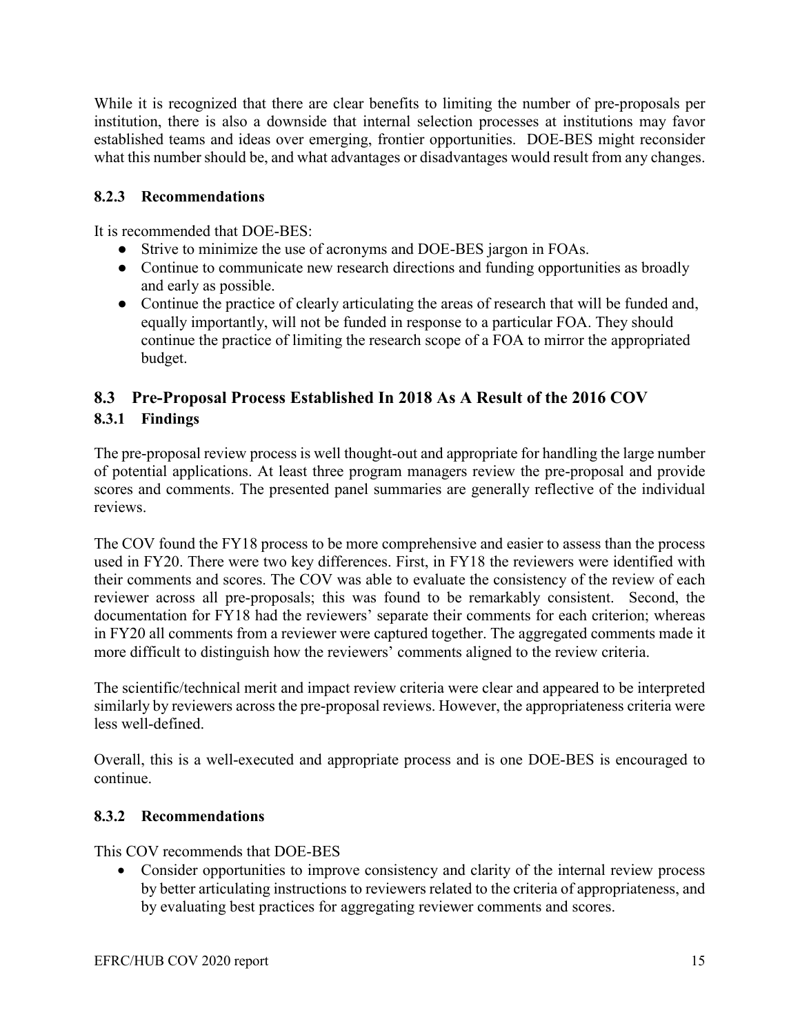While it is recognized that there are clear benefits to limiting the number of pre-proposals per institution, there is also a downside that internal selection processes at institutions may favor established teams and ideas over emerging, frontier opportunities. DOE-BES might reconsider what this number should be, and what advantages or disadvantages would result from any changes.

### 8.2.3 Recommendations

It is recommended that DOE-BES:

- Strive to minimize the use of acronyms and DOE-BES jargon in FOAs.
- Continue to communicate new research directions and funding opportunities as broadly and early as possible.
- Continue the practice of clearly articulating the areas of research that will be funded and, equally importantly, will not be funded in response to a particular FOA. They should continue the practice of limiting the research scope of a FOA to mirror the appropriated budget.

## 8.3 Pre-Proposal Process Established In 2018 As A Result of the 2016 COV

### 8.3.1 Findings

The pre-proposal review process is well thought-out and appropriate for handling the large number of potential applications. At least three program managers review the pre-proposal and provide scores and comments. The presented panel summaries are generally reflective of the individual reviews.

The COV found the FY18 process to be more comprehensive and easier to assess than the process used in FY20. There were two key differences. First, in FY18 the reviewers were identified with their comments and scores. The COV was able to evaluate the consistency of the review of each reviewer across all pre-proposals; this was found to be remarkably consistent. Second, the documentation for FY18 had the reviewers' separate their comments for each criterion; whereas in FY20 all comments from a reviewer were captured together. The aggregated comments made it more difficult to distinguish how the reviewers' comments aligned to the review criteria.

The scientific/technical merit and impact review criteria were clear and appeared to be interpreted similarly by reviewers across the pre-proposal reviews. However, the appropriateness criteria were less well-defined.

Overall, this is a well-executed and appropriate process and is one DOE-BES is encouraged to continue.

### 8.3.2 Recommendations

This COV recommends that DOE-BES

- Consider opportunities to improve consistency and clarity of the internal review process by better articulating instructions to reviewers related to the criteria of appropriateness, and by evaluating best practices for aggregating reviewer comments and scores.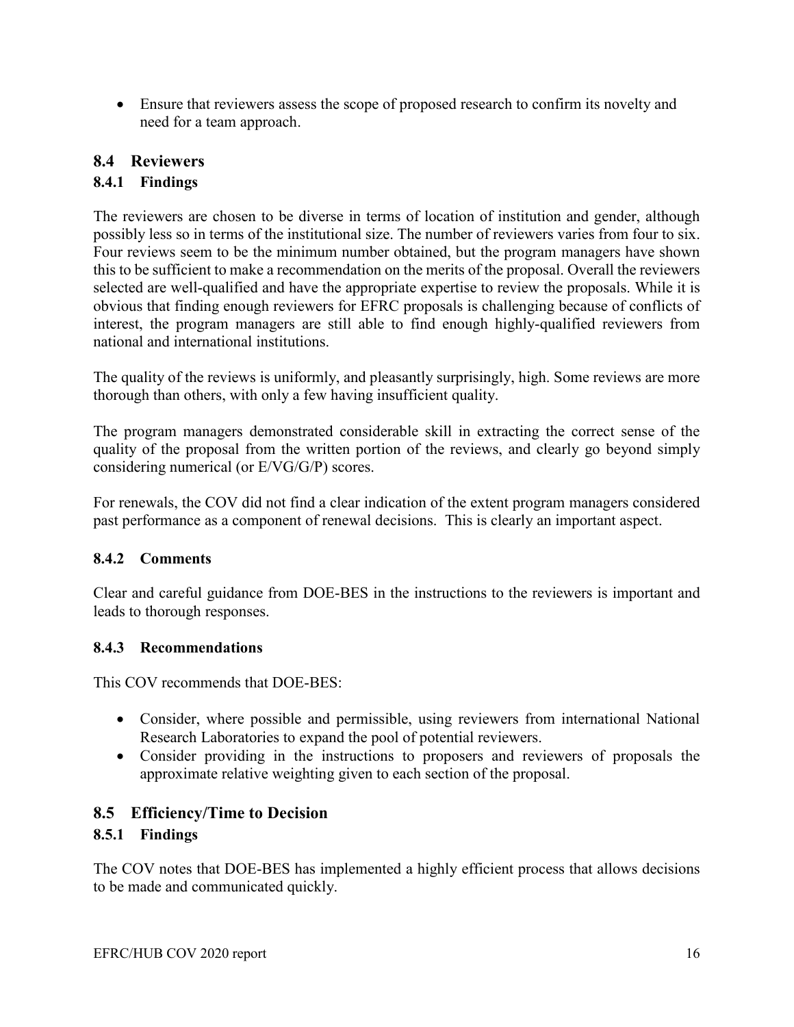- Ensure that reviewers assess the scope of proposed research to confirm its novelty and need for a team approach.

## 8.4 Reviewers

### 8.4.1 Findings

The reviewers are chosen to be diverse in terms of location of institution and gender, although possibly less so in terms of the institutional size. The number of reviewers varies from four to six. Four reviews seem to be the minimum number obtained, but the program managers have shown this to be sufficient to make a recommendation on the merits of the proposal. Overall the reviewers selected are well-qualified and have the appropriate expertise to review the proposals. While it is obvious that finding enough reviewers for EFRC proposals is challenging because of conflicts of interest, the program managers are still able to find enough highly-qualified reviewers from national and international institutions.

The quality of the reviews is uniformly, and pleasantly surprisingly, high. Some reviews are more thorough than others, with only a few having insufficient quality.

The program managers demonstrated considerable skill in extracting the correct sense of the quality of the proposal from the written portion of the reviews, and clearly go beyond simply considering numerical (or E/VG/G/P) scores.

For renewals, the COV did not find a clear indication of the extent program managers considered past performance as a component of renewal decisions. This is clearly an important aspect.

### 8.4.2 Comments

Clear and careful guidance from DOE-BES in the instructions to the reviewers is important and leads to thorough responses.

### 8.4.3 Recommendations

This COV recommends that DOE-BES:

- Consider, where possible and permissible, using reviewers from international National Research Laboratories to expand the pool of potential reviewers.
- Consider providing in the instructions to proposers and reviewers of proposals the approximate relative weighting given to each section of the proposal.

## 8.5 Efficiency/Time to Decision

### 8.5.1 Findings

The COV notes that DOE-BES has implemented a highly efficient process that allows decisions to be made and communicated quickly.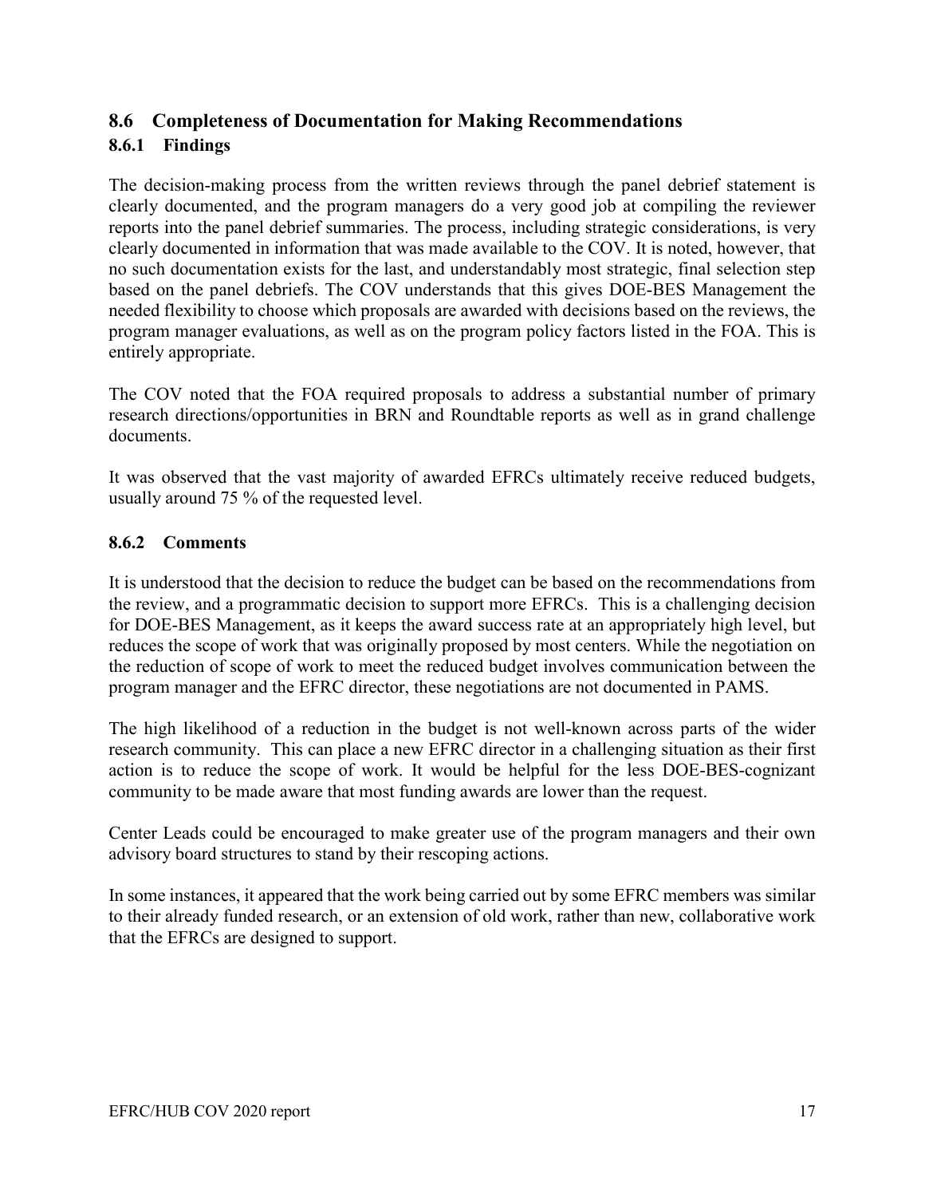## 8.6 Completeness of Documentation for Making Recommendations

### 8.6.1 Findings

The decision-making process from the written reviews through the panel debrief statement is clearly documented, and the program managers do a very good job at compiling the reviewer reports into the panel debrief summaries. The process, including strategic considerations, is very clearly documented in information that was made available to the COV. It is noted, however, that no such documentation exists for the last, and understandably most strategic, final selection step based on the panel debriefs. The COV understands that this gives DOE-BES Management the needed flexibility to choose which proposals are awarded with decisions based on the reviews, the program manager evaluations, as well as on the program policy factors listed in the FOA. This is entirely appropriate.

The COV noted that the FOA required proposals to address a substantial number of primary research directions/opportunities in BRN and Roundtable reports as well as in grand challenge documents.

It was observed that the vast majority of awarded EFRCs ultimately receive reduced budgets, usually around 75 % of the requested level.

### 8.6.2 Comments

It is understood that the decision to reduce the budget can be based on the recommendations from the review, and a programmatic decision to support more EFRCs. This is a challenging decision for DOE-BES Management, as it keeps the award success rate at an appropriately high level, but reduces the scope of work that was originally proposed by most centers. While the negotiation on the reduction of scope of work to meet the reduced budget involves communication between the program manager and the EFRC director, these negotiations are not documented in PAMS.

The high likelihood of a reduction in the budget is not well-known across parts of the wider research community. This can place a new EFRC director in a challenging situation as their first action is to reduce the scope of work. It would be helpful for the less DOE-BES-cognizant community to be made aware that most funding awards are lower than the request.

Center Leads could be encouraged to make greater use of the program managers and their own advisory board structures to stand by their rescoping actions.

In some instances, it appeared that the work being carried out by some EFRC members was similar to their already funded research, or an extension of old work, rather than new, collaborative work that the EFRCs are designed to support.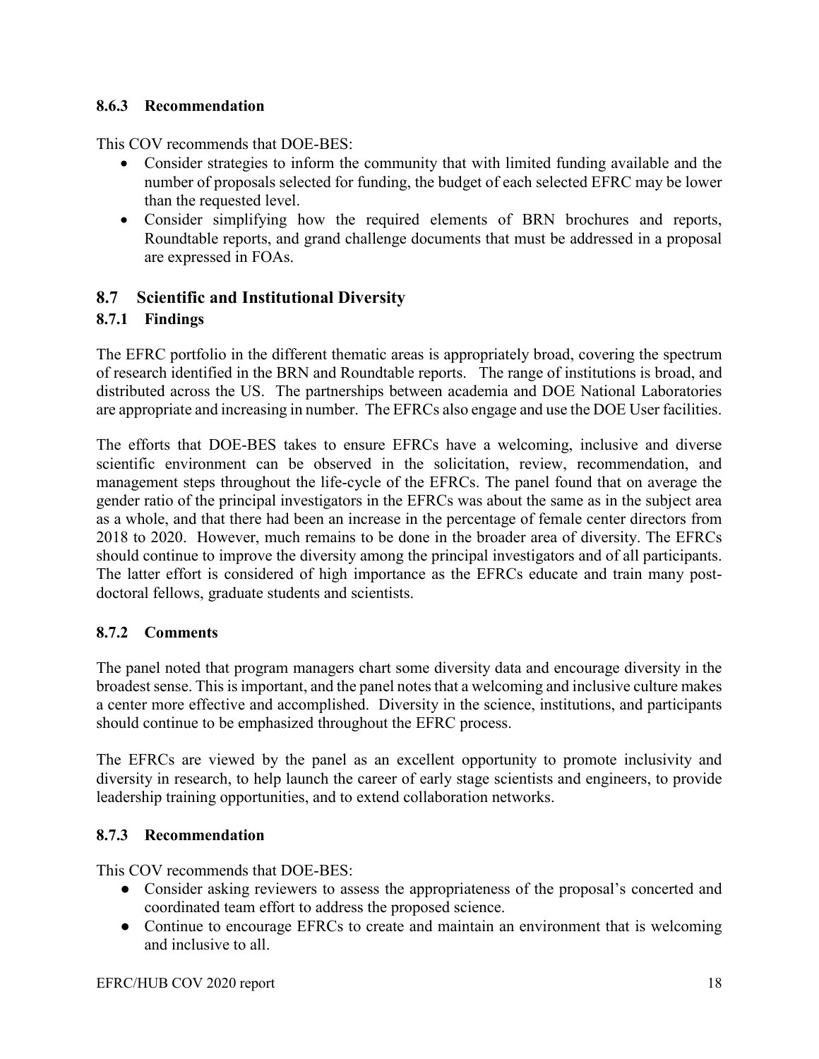### 8.6.3 Recommendation

This COV recommends that DOE-BES:

- Consider strategies to inform the community that with limited funding available and the number of proposals selected for funding, the budget of each selected EFRC may be lower than the requested level.
- Consider simplifying how the required elements of BRN brochures and reports, Roundtable reports, and grand challenge documents that must be addressed in a proposal are expressed in FOAs.

## 8.7 Scientific and Institutional Diversity

### 8.7.1 Findings

The EFRC portfolio in the different thematic areas is appropriately broad, covering the spectrum of research identified in the BRN and Roundtable reports. The range of institutions is broad, and distributed across the US. The partnerships between academia and DOE National Laboratories are appropriate and increasing in number. The EFRCs also engage and use the DOE User facilities.

The efforts that DOE-BES takes to ensure EFRCs have a welcoming, inclusive and diverse scientific environment can be observed in the solicitation, review, recommendation, and management steps throughout the life-cycle of the EFRCs. The panel found that on average the gender ratio of the principal investigators in the EFRCs was about the same as in the subject area as a whole, and that there had been an increase in the percentage of female center directors from 2018 to 2020. However, much remains to be done in the broader area of diversity. The EFRCs should continue to improve the diversity among the principal investigators and of all participants. The latter effort is considered of high importance as the EFRCs educate and train many post-doctoral fellows, graduate students and scientists.

### 8.7.2 Comments

The panel noted that program managers chart some diversity data and encourage diversity in the broadest sense. This is important, and the panel notes that a welcoming and inclusive culture makes a center more effective and accomplished. Diversity in the science, institutions, and participants should continue to be emphasized throughout the EFRC process.

The EFRCs are viewed by the panel as an excellent opportunity to promote inclusivity and diversity in research, to help launch the career of early stage scientists and engineers, to provide leadership training opportunities, and to extend collaboration networks.

### 8.7.3 Recommendation

This COV recommends that DOE-BES:

- Consider asking reviewers to assess the appropriateness of the proposal's concerted and coordinated team effort to address the proposed science.
- Continue to encourage EFRCs to create and maintain an environment that is welcoming and inclusive to all.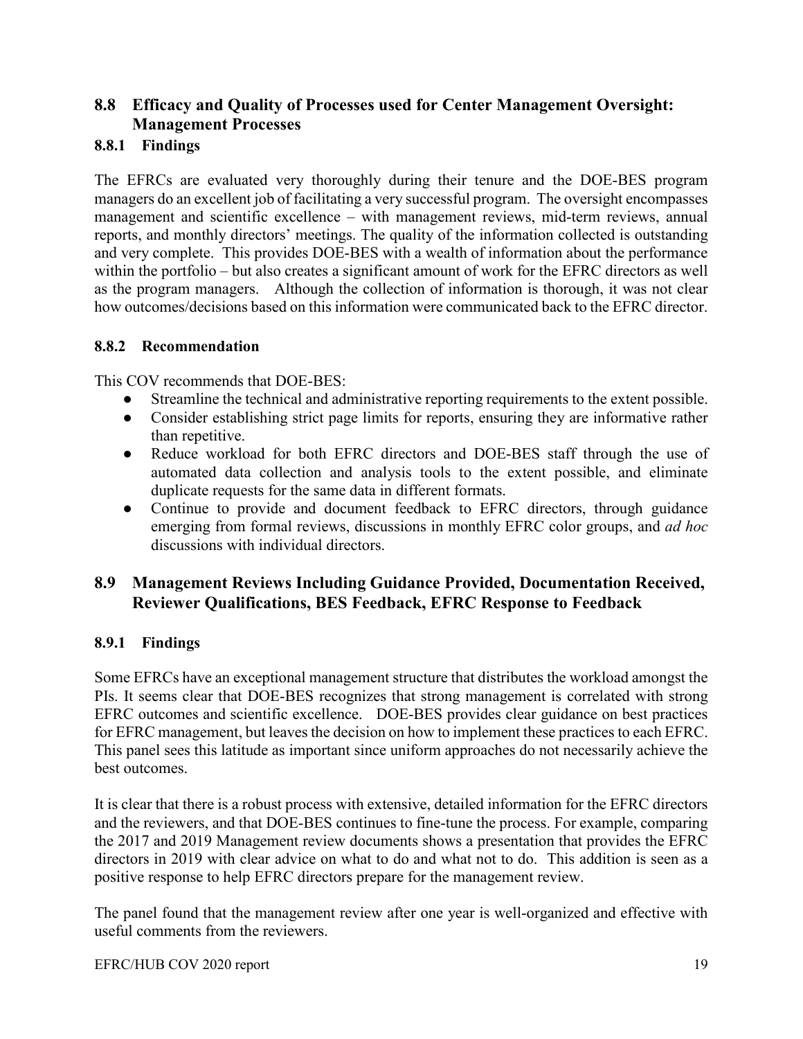## 8.8 Efficacy and Quality of Processes used for Center Management Oversight: Management Processes

### 8.8.1 Findings

The EFRCs are evaluated very thoroughly during their tenure and the DOE-BES program managers do an excellent job of facilitating a very successful program. The oversight encompasses management and scientific excellence – with management reviews, mid-term reviews, annual reports, and monthly directors' meetings. The quality of the information collected is outstanding and very complete. This provides DOE-BES with a wealth of information about the performance within the portfolio – but also creates a significant amount of work for the EFRC directors as well as the program managers. Although the collection of information is thorough, it was not clear how outcomes/decisions based on this information were communicated back to the EFRC director.

### 8.8.2 Recommendation

This COV recommends that DOE-BES:

- Streamline the technical and administrative reporting requirements to the extent possible.
- Consider establishing strict page limits for reports, ensuring they are informative rather than repetitive.
- Reduce workload for both EFRC directors and DOE-BES staff through the use of automated data collection and analysis tools to the extent possible, and eliminate duplicate requests for the same data in different formats.
- Continue to provide and document feedback to EFRC directors, through guidance emerging from formal reviews, discussions in monthly EFRC color groups, and *ad hoc* discussions with individual directors.

## 8.9 Management Reviews Including Guidance Provided, Documentation Received, Reviewer Qualifications, BES Feedback, EFRC Response to Feedback

### 8.9.1 Findings

Some EFRCs have an exceptional management structure that distributes the workload amongst the PIs. It seems clear that DOE-BES recognizes that strong management is correlated with strong EFRC outcomes and scientific excellence. DOE-BES provides clear guidance on best practices for EFRC management, but leaves the decision on how to implement these practices to each EFRC. This panel sees this latitude as important since uniform approaches do not necessarily achieve the best outcomes.

It is clear that there is a robust process with extensive, detailed information for the EFRC directors and the reviewers, and that DOE-BES continues to fine-tune the process. For example, comparing the 2017 and 2019 Management review documents shows a presentation that provides the EFRC directors in 2019 with clear advice on what to do and what not to do. This addition is seen as a positive response to help EFRC directors prepare for the management review.

The panel found that the management review after one year is well-organized and effective with useful comments from the reviewers.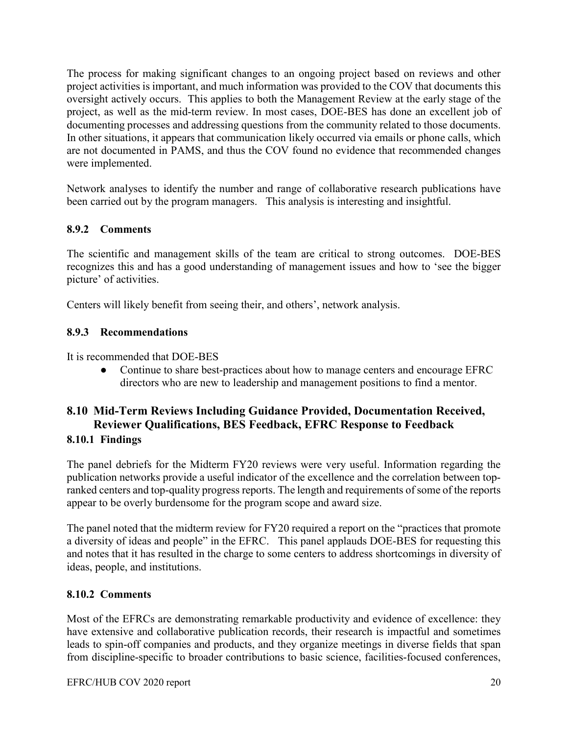The process for making significant changes to an ongoing project based on reviews and other project activities is important, and much information was provided to the COV that documents this oversight actively occurs. This applies to both the Management Review at the early stage of the project, as well as the mid-term review. In most cases, DOE-BES has done an excellent job of documenting processes and addressing questions from the community related to those documents. In other situations, it appears that communication likely occurred via emails or phone calls, which are not documented in PAMS, and thus the COV found no evidence that recommended changes were implemented.

Network analyses to identify the number and range of collaborative research publications have been carried out by the program managers. This analysis is interesting and insightful.

### 8.9.2 Comments

The scientific and management skills of the team are critical to strong outcomes. DOE-BES recognizes this and has a good understanding of management issues and how to 'see the bigger picture' of activities.

Centers will likely benefit from seeing their, and others', network analysis.

### 8.9.3 Recommendations

It is recommended that DOE-BES

- Continue to share best-practices about how to manage centers and encourage EFRC directors who are new to leadership and management positions to find a mentor.

## 8.10 Mid-Term Reviews Including Guidance Provided, Documentation Received, Reviewer Qualifications, BES Feedback, EFRC Response to Feedback

### 8.10.1 Findings

The panel debriefs for the Midterm FY20 reviews were very useful. Information regarding the publication networks provide a useful indicator of the excellence and the correlation between top-ranked centers and top-quality progress reports. The length and requirements of some of the reports appear to be overly burdensome for the program scope and award size.

The panel noted that the midterm review for FY20 required a report on the "practices that promote a diversity of ideas and people" in the EFRC. This panel applauds DOE-BES for requesting this and notes that it has resulted in the charge to some centers to address shortcomings in diversity of ideas, people, and institutions.

### 8.10.2 Comments

Most of the EFRCs are demonstrating remarkable productivity and evidence of excellence: they have extensive and collaborative publication records, their research is impactful and sometimes leads to spin-off companies and products, and they organize meetings in diverse fields that span from discipline-specific to broader contributions to basic science, facilities-focused conferences,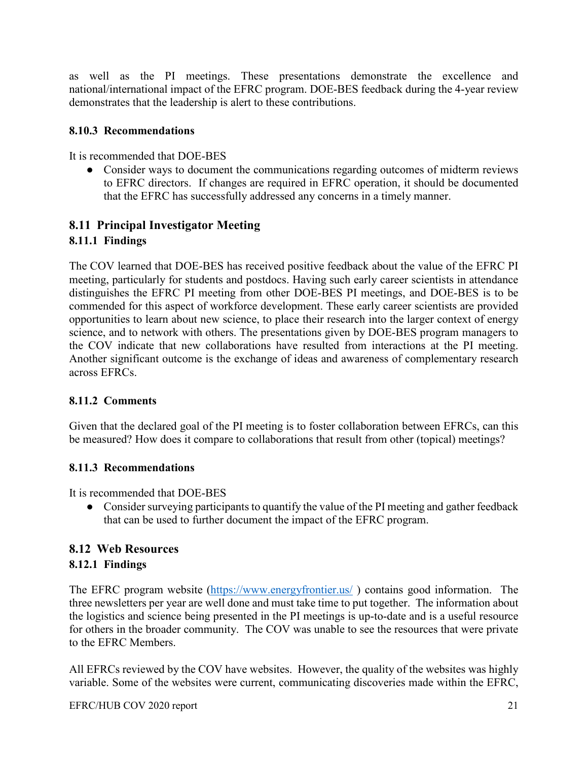as well as the PI meetings. These presentations demonstrate the excellence and national/international impact of the EFRC program. DOE-BES feedback during the 4-year review demonstrates that the leadership is alert to these contributions.

### 8.10.3 Recommendations

It is recommended that DOE-BES

- Consider ways to document the communications regarding outcomes of midterm reviews to EFRC directors. If changes are required in EFRC operation, it should be documented that the EFRC has successfully addressed any concerns in a timely manner.

## 8.11 Principal Investigator Meeting

### 8.11.1 Findings

The COV learned that DOE-BES has received positive feedback about the value of the EFRC PI meeting, particularly for students and postdocs. Having such early career scientists in attendance distinguishes the EFRC PI meeting from other DOE-BES PI meetings, and DOE-BES is to be commended for this aspect of workforce development. These early career scientists are provided opportunities to learn about new science, to place their research into the larger context of energy science, and to network with others. The presentations given by DOE-BES program managers to the COV indicate that new collaborations have resulted from interactions at the PI meeting. Another significant outcome is the exchange of ideas and awareness of complementary research across EFRCs.

### 8.11.2 Comments

Given that the declared goal of the PI meeting is to foster collaboration between EFRCs, can this be measured? How does it compare to collaborations that result from other (topical) meetings?

### 8.11.3 Recommendations

It is recommended that DOE-BES

- Consider surveying participants to quantify the value of the PI meeting and gather feedback that can be used to further document the impact of the EFRC program.

## 8.12 Web Resources

### 8.12.1 Findings

The EFRC program website (https://www.energyfrontier.us/ ) contains good information. The three newsletters per year are well done and must take time to put together. The information about the logistics and science being presented in the PI meetings is up-to-date and is a useful resource for others in the broader community. The COV was unable to see the resources that were private to the EFRC Members.

All EFRCs reviewed by the COV have websites. However, the quality of the websites was highly variable. Some of the websites were current, communicating discoveries made within the EFRC,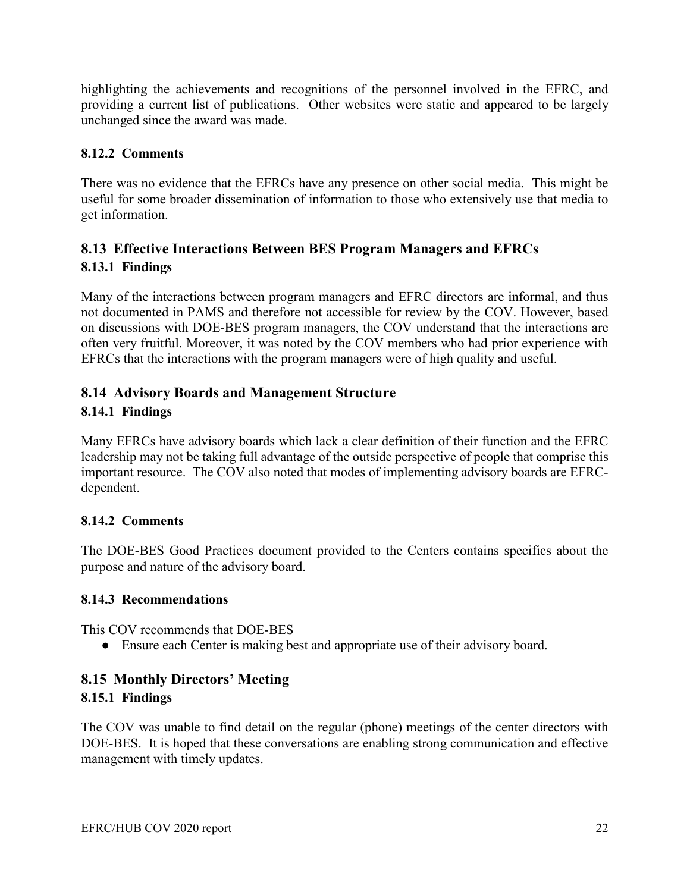highlighting the achievements and recognitions of the personnel involved in the EFRC, and providing a current list of publications. Other websites were static and appeared to be largely unchanged since the award was made.

### 8.12.2 Comments

There was no evidence that the EFRCs have any presence on other social media. This might be useful for some broader dissemination of information to those who extensively use that media to get information.

## 8.13 Effective Interactions Between BES Program Managers and EFRCs

### 8.13.1 Findings

Many of the interactions between program managers and EFRC directors are informal, and thus not documented in PAMS and therefore not accessible for review by the COV. However, based on discussions with DOE-BES program managers, the COV understand that the interactions are often very fruitful. Moreover, it was noted by the COV members who had prior experience with EFRCs that the interactions with the program managers were of high quality and useful.

## 8.14 Advisory Boards and Management Structure

### 8.14.1 Findings

Many EFRCs have advisory boards which lack a clear definition of their function and the EFRC leadership may not be taking full advantage of the outside perspective of people that comprise this important resource. The COV also noted that modes of implementing advisory boards are EFRC-dependent.

### 8.14.2 Comments

The DOE-BES Good Practices document provided to the Centers contains specifics about the purpose and nature of the advisory board.

### 8.14.3 Recommendations

This COV recommends that DOE-BES

- Ensure each Center is making best and appropriate use of their advisory board.

## 8.15 Monthly Directors' Meeting

### 8.15.1 Findings

The COV was unable to find detail on the regular (phone) meetings of the center directors with DOE-BES. It is hoped that these conversations are enabling strong communication and effective management with timely updates.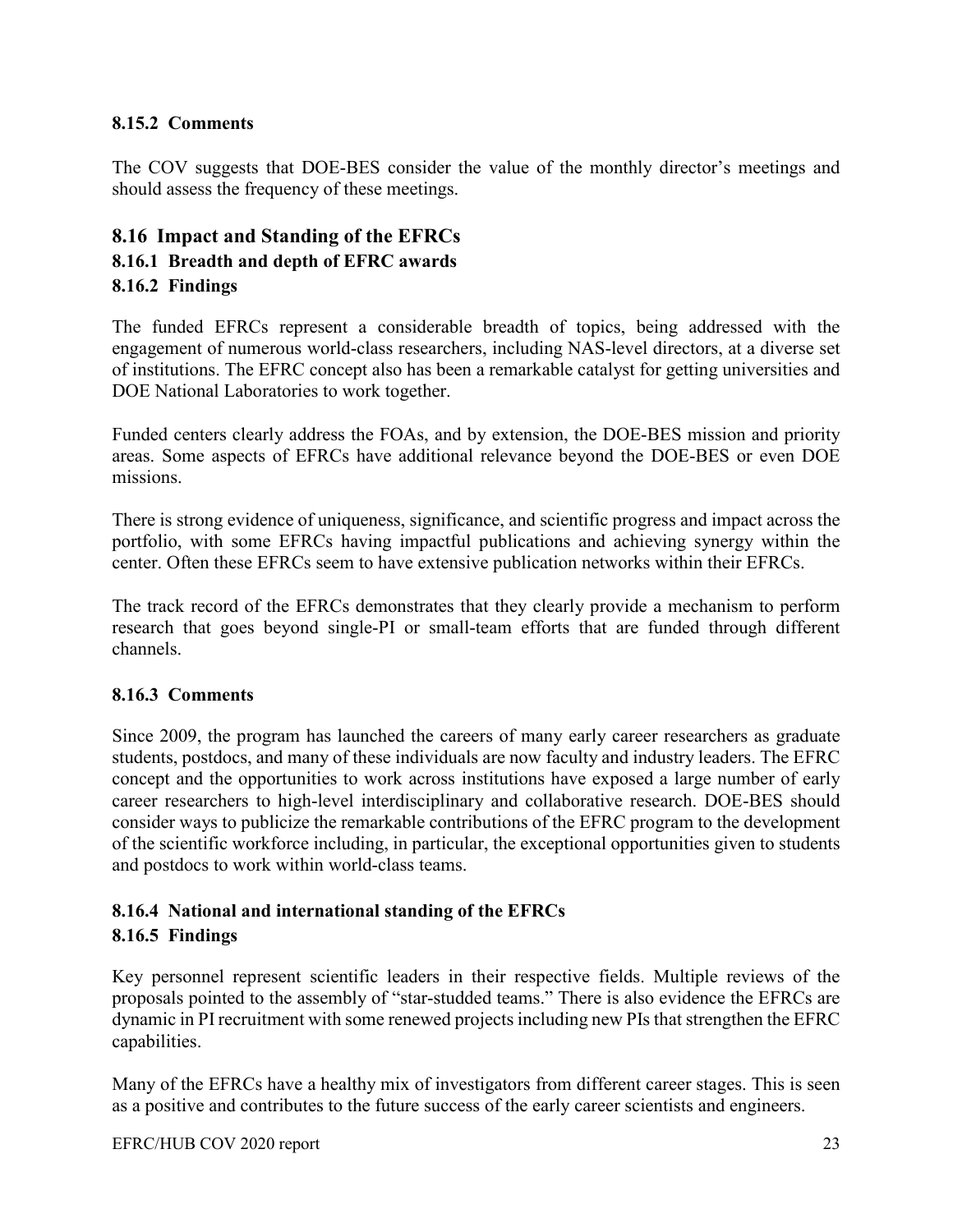### 8.15.2 Comments

The COV suggests that DOE-BES consider the value of the monthly director's meetings and should assess the frequency of these meetings.

## 8.16 Impact and Standing of the EFRCs

### 8.16.1 Breadth and depth of EFRC awards

### 8.16.2 Findings

The funded EFRCs represent a considerable breadth of topics, being addressed with the engagement of numerous world-class researchers, including NAS-level directors, at a diverse set of institutions. The EFRC concept also has been a remarkable catalyst for getting universities and DOE National Laboratories to work together.

Funded centers clearly address the FOAs, and by extension, the DOE-BES mission and priority areas. Some aspects of EFRCs have additional relevance beyond the DOE-BES or even DOE missions.

There is strong evidence of uniqueness, significance, and scientific progress and impact across the portfolio, with some EFRCs having impactful publications and achieving synergy within the center. Often these EFRCs seem to have extensive publication networks within their EFRCs.

The track record of the EFRCs demonstrates that they clearly provide a mechanism to perform research that goes beyond single-PI or small-team efforts that are funded through different channels.

### 8.16.3 Comments

Since 2009, the program has launched the careers of many early career researchers as graduate students, postdocs, and many of these individuals are now faculty and industry leaders. The EFRC concept and the opportunities to work across institutions have exposed a large number of early career researchers to high-level interdisciplinary and collaborative research. DOE-BES should consider ways to publicize the remarkable contributions of the EFRC program to the development of the scientific workforce including, in particular, the exceptional opportunities given to students and postdocs to work within world-class teams.

### 8.16.4 National and international standing of the EFRCs

### 8.16.5 Findings

Key personnel represent scientific leaders in their respective fields. Multiple reviews of the proposals pointed to the assembly of "star-studded teams." There is also evidence the EFRCs are dynamic in PI recruitment with some renewed projects including new PIs that strengthen the EFRC capabilities.

Many of the EFRCs have a healthy mix of investigators from different career stages. This is seen as a positive and contributes to the future success of the early career scientists and engineers.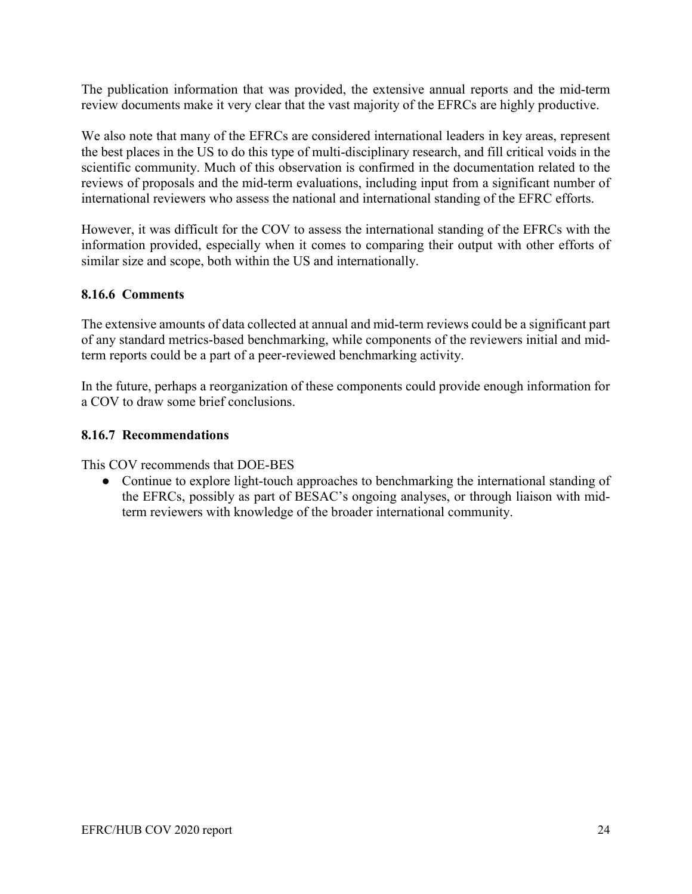The publication information that was provided, the extensive annual reports and the mid-term review documents make it very clear that the vast majority of the EFRCs are highly productive.

We also note that many of the EFRCs are considered international leaders in key areas, represent the best places in the US to do this type of multi-disciplinary research, and fill critical voids in the scientific community. Much of this observation is confirmed in the documentation related to the reviews of proposals and the mid-term evaluations, including input from a significant number of international reviewers who assess the national and international standing of the EFRC efforts.

However, it was difficult for the COV to assess the international standing of the EFRCs with the information provided, especially when it comes to comparing their output with other efforts of similar size and scope, both within the US and internationally.

### 8.16.6 Comments

The extensive amounts of data collected at annual and mid-term reviews could be a significant part of any standard metrics-based benchmarking, while components of the reviewers initial and mid-term reports could be a part of a peer-reviewed benchmarking activity.

In the future, perhaps a reorganization of these components could provide enough information for a COV to draw some brief conclusions.

### 8.16.7 Recommendations

This COV recommends that DOE-BES

- Continue to explore light-touch approaches to benchmarking the international standing of the EFRCs, possibly as part of BESAC's ongoing analyses, or through liaison with mid-term reviewers with knowledge of the broader international community.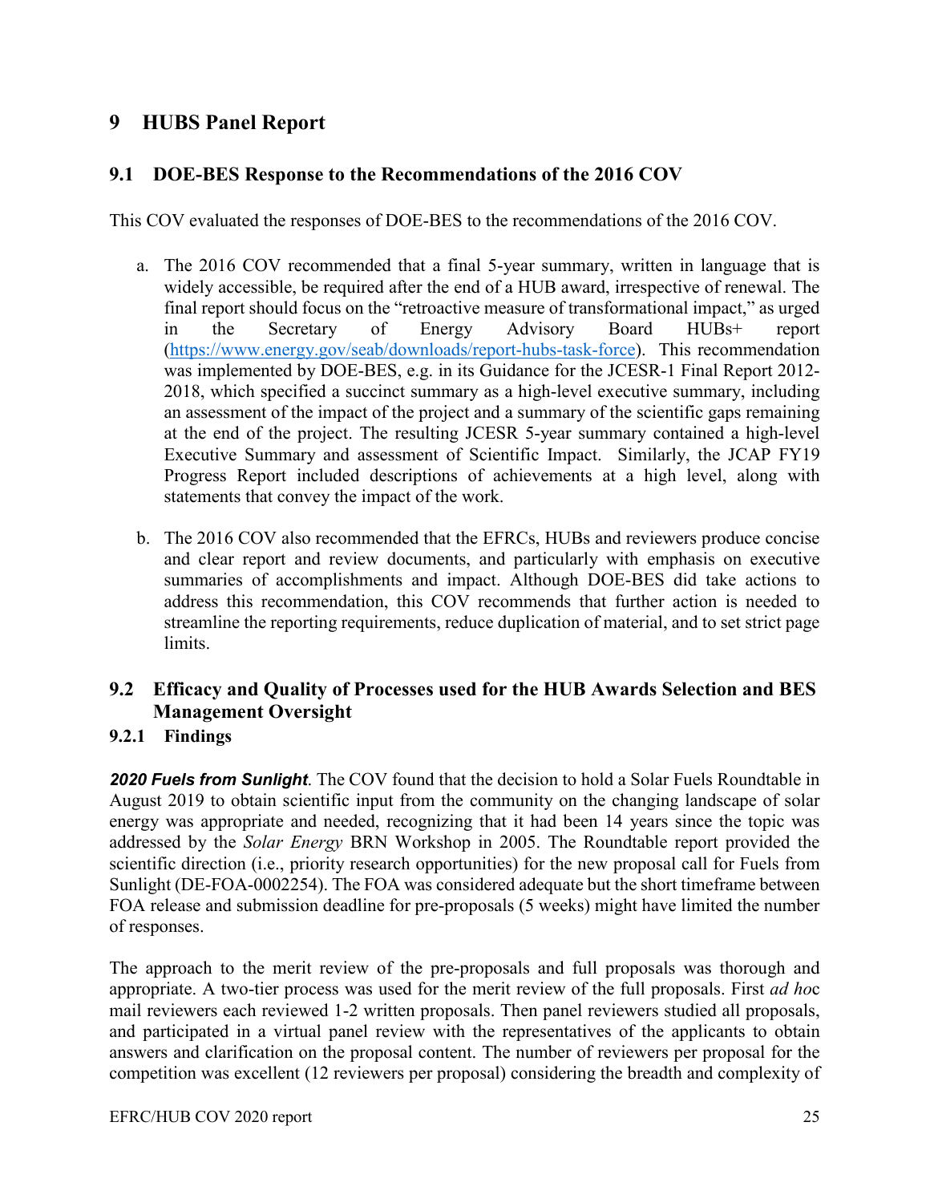# 9 HUBS Panel Report

## 9.1 DOE-BES Response to the Recommendations of the 2016 COV

This COV evaluated the responses of DOE-BES to the recommendations of the 2016 COV.

a. The 2016 COV recommended that a final 5-year summary, written in language that is widely accessible, be required after the end of a HUB award, irrespective of renewal. The final report should focus on the "retroactive measure of transformational impact," as urged in the Secretary of Energy Advisory Board HUBs+ report (https://www.energy.gov/seab/downloads/report-hubs-task-force). This recommendation was implemented by DOE-BES, e.g. in its Guidance for the JCESR-1 Final Report 2012-2018, which specified a succinct summary as a high-level executive summary, including an assessment of the impact of the project and a summary of the scientific gaps remaining at the end of the project. The resulting JCESR 5-year summary contained a high-level Executive Summary and assessment of Scientific Impact. Similarly, the JCAP FY19 Progress Report included descriptions of achievements at a high level, along with statements that convey the impact of the work.

b. The 2016 COV also recommended that the EFRCs, HUBs and reviewers produce concise and clear report and review documents, and particularly with emphasis on executive summaries of accomplishments and impact. Although DOE-BES did take actions to address this recommendation, this COV recommends that further action is needed to streamline the reporting requirements, reduce duplication of material, and to set strict page limits.

## 9.2 Efficacy and Quality of Processes used for the HUB Awards Selection and BES Management Oversight

### 9.2.1 Findings

***2020 Fuels from Sunlight***. The COV found that the decision to hold a Solar Fuels Roundtable in August 2019 to obtain scientific input from the community on the changing landscape of solar energy was appropriate and needed, recognizing that it had been 14 years since the topic was addressed by the *Solar Energy* BRN Workshop in 2005. The Roundtable report provided the scientific direction (i.e., priority research opportunities) for the new proposal call for Fuels from Sunlight (DE-FOA-0002254). The FOA was considered adequate but the short timeframe between FOA release and submission deadline for pre-proposals (5 weeks) might have limited the number of responses.

The approach to the merit review of the pre-proposals and full proposals was thorough and appropriate. A two-tier process was used for the merit review of the full proposals. First *ad hoc* mail reviewers each reviewed 1-2 written proposals. Then panel reviewers studied all proposals, and participated in a virtual panel review with the representatives of the applicants to obtain answers and clarification on the proposal content. The number of reviewers per proposal for the competition was excellent (12 reviewers per proposal) considering the breadth and complexity of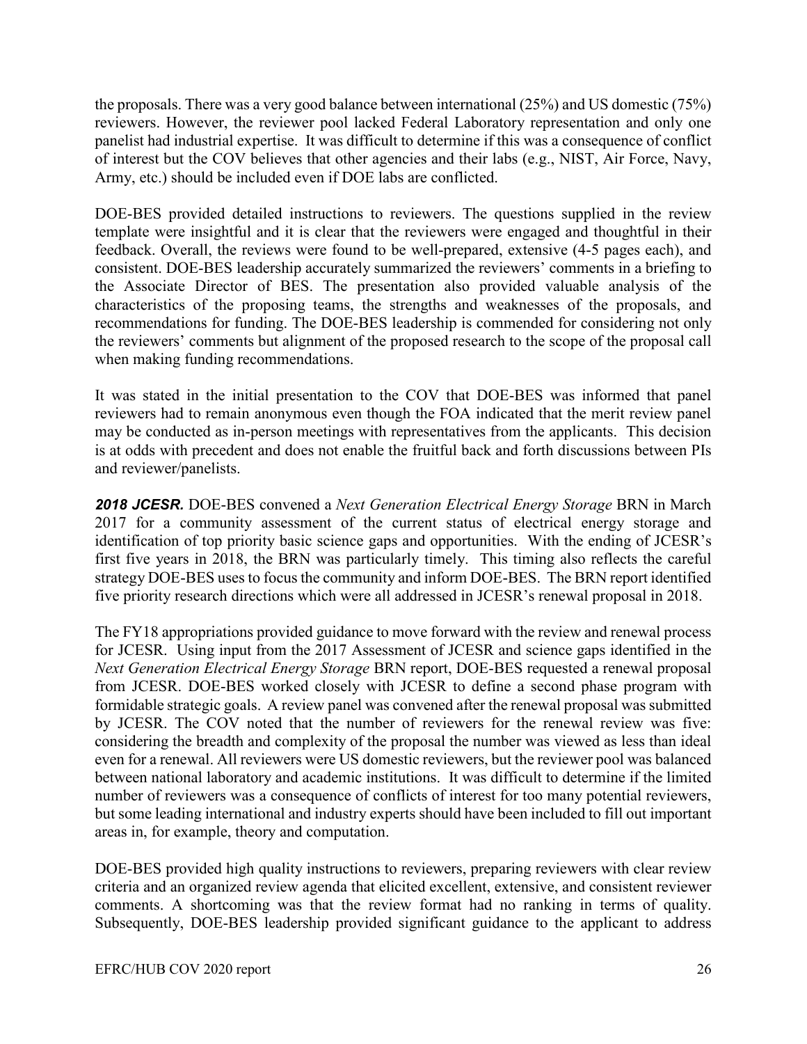the proposals. There was a very good balance between international (25%) and US domestic (75%) reviewers. However, the reviewer pool lacked Federal Laboratory representation and only one panelist had industrial expertise. It was difficult to determine if this was a consequence of conflict of interest but the COV believes that other agencies and their labs (e.g., NIST, Air Force, Navy, Army, etc.) should be included even if DOE labs are conflicted.

DOE-BES provided detailed instructions to reviewers. The questions supplied in the review template were insightful and it is clear that the reviewers were engaged and thoughtful in their feedback. Overall, the reviews were found to be well-prepared, extensive (4-5 pages each), and consistent. DOE-BES leadership accurately summarized the reviewers' comments in a briefing to the Associate Director of BES. The presentation also provided valuable analysis of the characteristics of the proposing teams, the strengths and weaknesses of the proposals, and recommendations for funding. The DOE-BES leadership is commended for considering not only the reviewers' comments but alignment of the proposed research to the scope of the proposal call when making funding recommendations.

It was stated in the initial presentation to the COV that DOE-BES was informed that panel reviewers had to remain anonymous even though the FOA indicated that the merit review panel may be conducted as in-person meetings with representatives from the applicants. This decision is at odds with precedent and does not enable the fruitful back and forth discussions between PIs and reviewer/panelists.

***2018 JCESR.*** DOE-BES convened a *Next Generation Electrical Energy Storage* BRN in March 2017 for a community assessment of the current status of electrical energy storage and identification of top priority basic science gaps and opportunities. With the ending of JCESR's first five years in 2018, the BRN was particularly timely. This timing also reflects the careful strategy DOE-BES uses to focus the community and inform DOE-BES. The BRN report identified five priority research directions which were all addressed in JCESR's renewal proposal in 2018.

The FY18 appropriations provided guidance to move forward with the review and renewal process for JCESR. Using input from the 2017 Assessment of JCESR and science gaps identified in the *Next Generation Electrical Energy Storage* BRN report, DOE-BES requested a renewal proposal from JCESR. DOE-BES worked closely with JCESR to define a second phase program with formidable strategic goals. A review panel was convened after the renewal proposal was submitted by JCESR. The COV noted that the number of reviewers for the renewal review was five: considering the breadth and complexity of the proposal the number was viewed as less than ideal even for a renewal. All reviewers were US domestic reviewers, but the reviewer pool was balanced between national laboratory and academic institutions. It was difficult to determine if the limited number of reviewers was a consequence of conflicts of interest for too many potential reviewers, but some leading international and industry experts should have been included to fill out important areas in, for example, theory and computation.

DOE-BES provided high quality instructions to reviewers, preparing reviewers with clear review criteria and an organized review agenda that elicited excellent, extensive, and consistent reviewer comments. A shortcoming was that the review format had no ranking in terms of quality. Subsequently, DOE-BES leadership provided significant guidance to the applicant to address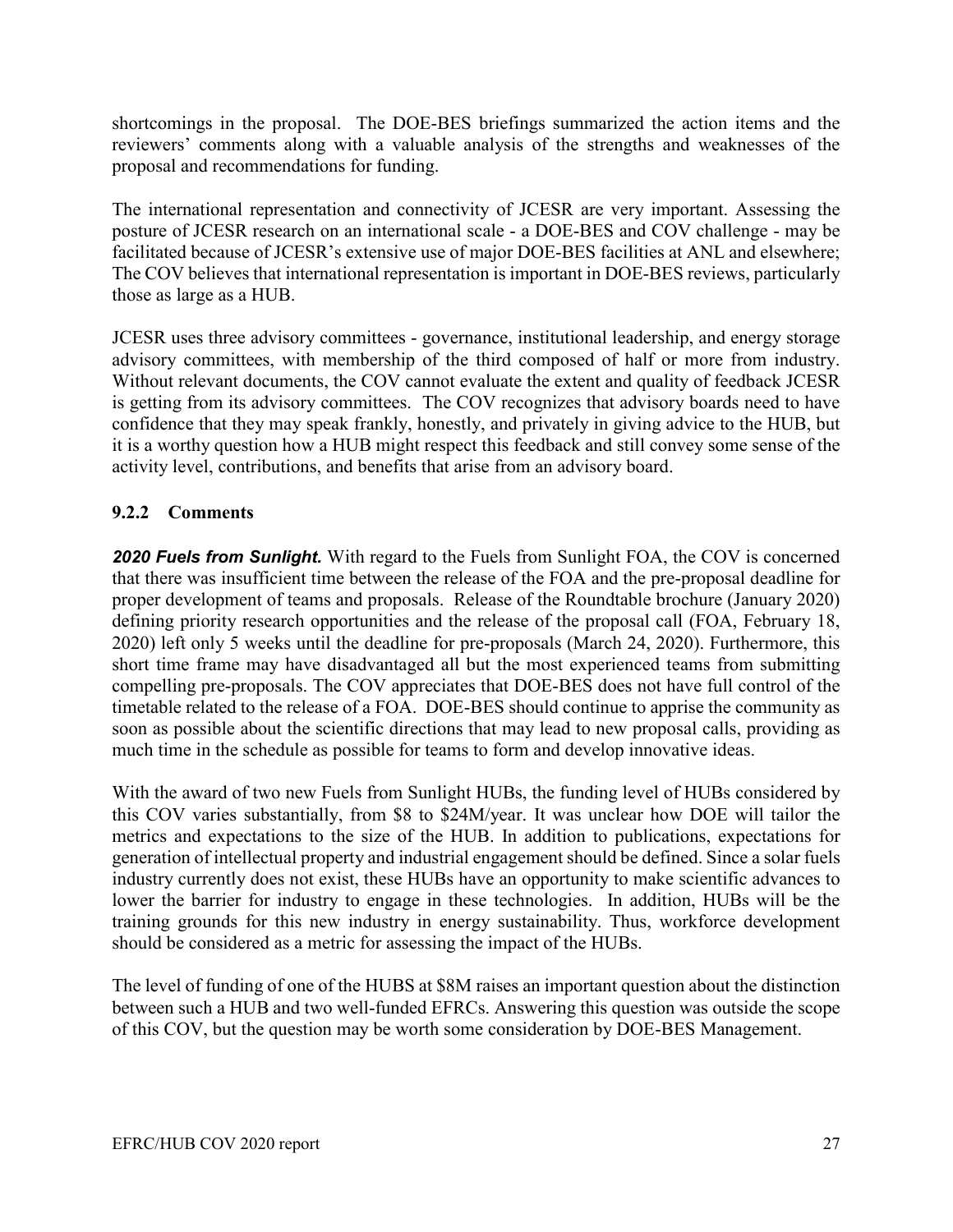shortcomings in the proposal. The DOE-BES briefings summarized the action items and the reviewers' comments along with a valuable analysis of the strengths and weaknesses of the proposal and recommendations for funding.

The international representation and connectivity of JCESR are very important. Assessing the posture of JCESR research on an international scale - a DOE-BES and COV challenge - may be facilitated because of JCESR's extensive use of major DOE-BES facilities at ANL and elsewhere; The COV believes that international representation is important in DOE-BES reviews, particularly those as large as a HUB.

JCESR uses three advisory committees - governance, institutional leadership, and energy storage advisory committees, with membership of the third composed of half or more from industry. Without relevant documents, the COV cannot evaluate the extent and quality of feedback JCESR is getting from its advisory committees. The COV recognizes that advisory boards need to have confidence that they may speak frankly, honestly, and privately in giving advice to the HUB, but it is a worthy question how a HUB might respect this feedback and still convey some sense of the activity level, contributions, and benefits that arise from an advisory board.

### 9.2.2 Comments

***2020 Fuels from Sunlight.*** With regard to the Fuels from Sunlight FOA, the COV is concerned that there was insufficient time between the release of the FOA and the pre-proposal deadline for proper development of teams and proposals. Release of the Roundtable brochure (January 2020) defining priority research opportunities and the release of the proposal call (FOA, February 18, 2020) left only 5 weeks until the deadline for pre-proposals (March 24, 2020). Furthermore, this short time frame may have disadvantaged all but the most experienced teams from submitting compelling pre-proposals. The COV appreciates that DOE-BES does not have full control of the timetable related to the release of a FOA. DOE-BES should continue to apprise the community as soon as possible about the scientific directions that may lead to new proposal calls, providing as much time in the schedule as possible for teams to form and develop innovative ideas.

With the award of two new Fuels from Sunlight HUBs, the funding level of HUBs considered by this COV varies substantially, from \$8 to \$24M/year. It was unclear how DOE will tailor the metrics and expectations to the size of the HUB. In addition to publications, expectations for generation of intellectual property and industrial engagement should be defined. Since a solar fuels industry currently does not exist, these HUBs have an opportunity to make scientific advances to lower the barrier for industry to engage in these technologies. In addition, HUBs will be the training grounds for this new industry in energy sustainability. Thus, workforce development should be considered as a metric for assessing the impact of the HUBs.

The level of funding of one of the HUBS at \$8M raises an important question about the distinction between such a HUB and two well-funded EFRCs. Answering this question was outside the scope of this COV, but the question may be worth some consideration by DOE-BES Management.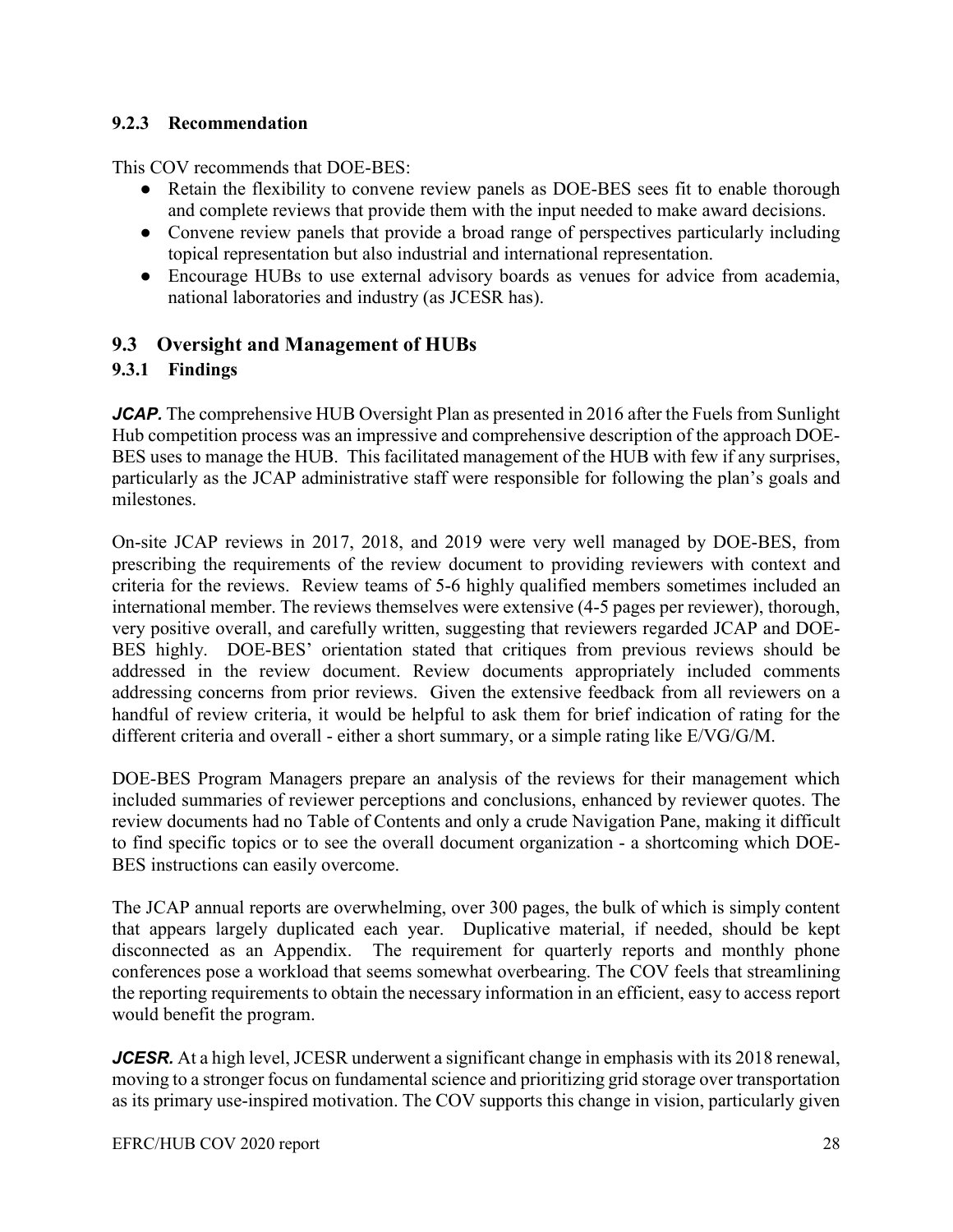### 9.2.3 Recommendation

This COV recommends that DOE-BES:

- Retain the flexibility to convene review panels as DOE-BES sees fit to enable thorough and complete reviews that provide them with the input needed to make award decisions.
- Convene review panels that provide a broad range of perspectives particularly including topical representation but also industrial and international representation.
- Encourage HUBs to use external advisory boards as venues for advice from academia, national laboratories and industry (as JCESR has).

## 9.3 Oversight and Management of HUBs

### 9.3.1 Findings

***JCAP.*** The comprehensive HUB Oversight Plan as presented in 2016 after the Fuels from Sunlight Hub competition process was an impressive and comprehensive description of the approach DOE-BES uses to manage the HUB. This facilitated management of the HUB with few if any surprises, particularly as the JCAP administrative staff were responsible for following the plan's goals and milestones.

On-site JCAP reviews in 2017, 2018, and 2019 were very well managed by DOE-BES, from prescribing the requirements of the review document to providing reviewers with context and criteria for the reviews. Review teams of 5-6 highly qualified members sometimes included an international member. The reviews themselves were extensive (4-5 pages per reviewer), thorough, very positive overall, and carefully written, suggesting that reviewers regarded JCAP and DOE-BES highly. DOE-BES' orientation stated that critiques from previous reviews should be addressed in the review document. Review documents appropriately included comments addressing concerns from prior reviews. Given the extensive feedback from all reviewers on a handful of review criteria, it would be helpful to ask them for brief indication of rating for the different criteria and overall - either a short summary, or a simple rating like E/VG/G/M.

DOE-BES Program Managers prepare an analysis of the reviews for their management which included summaries of reviewer perceptions and conclusions, enhanced by reviewer quotes. The review documents had no Table of Contents and only a crude Navigation Pane, making it difficult to find specific topics or to see the overall document organization - a shortcoming which DOE-BES instructions can easily overcome.

The JCAP annual reports are overwhelming, over 300 pages, the bulk of which is simply content that appears largely duplicated each year. Duplicative material, if needed, should be kept disconnected as an Appendix. The requirement for quarterly reports and monthly phone conferences pose a workload that seems somewhat overbearing. The COV feels that streamlining the reporting requirements to obtain the necessary information in an efficient, easy to access report would benefit the program.

***JCESR.*** At a high level, JCESR underwent a significant change in emphasis with its 2018 renewal, moving to a stronger focus on fundamental science and prioritizing grid storage over transportation as its primary use-inspired motivation. The COV supports this change in vision, particularly given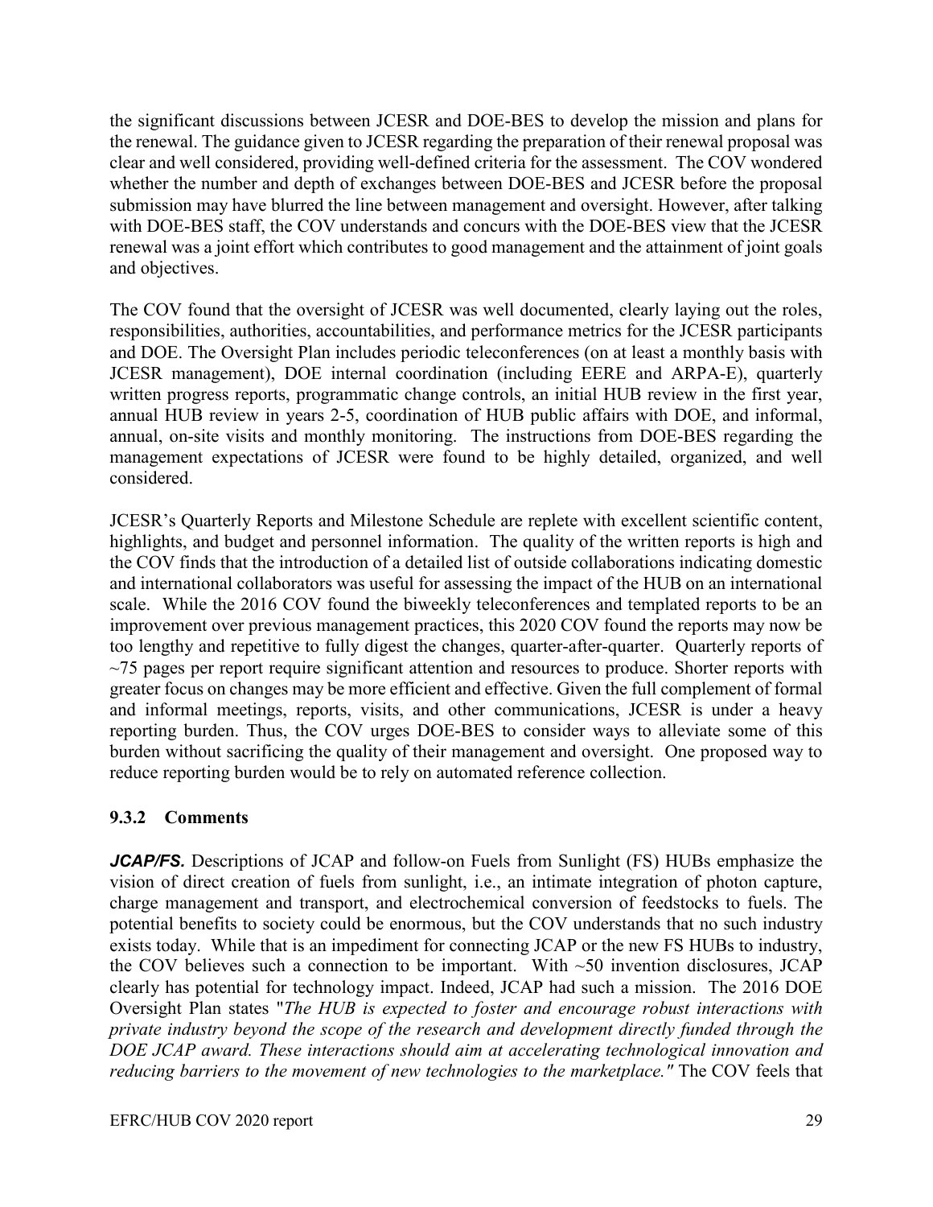the significant discussions between JCESR and DOE-BES to develop the mission and plans for the renewal. The guidance given to JCESR regarding the preparation of their renewal proposal was clear and well considered, providing well-defined criteria for the assessment. The COV wondered whether the number and depth of exchanges between DOE-BES and JCESR before the proposal submission may have blurred the line between management and oversight. However, after talking with DOE-BES staff, the COV understands and concurs with the DOE-BES view that the JCESR renewal was a joint effort which contributes to good management and the attainment of joint goals and objectives.

The COV found that the oversight of JCESR was well documented, clearly laying out the roles, responsibilities, authorities, accountabilities, and performance metrics for the JCESR participants and DOE. The Oversight Plan includes periodic teleconferences (on at least a monthly basis with JCESR management), DOE internal coordination (including EERE and ARPA-E), quarterly written progress reports, programmatic change controls, an initial HUB review in the first year, annual HUB review in years 2-5, coordination of HUB public affairs with DOE, and informal, annual, on-site visits and monthly monitoring. The instructions from DOE-BES regarding the management expectations of JCESR were found to be highly detailed, organized, and well considered.

JCESR's Quarterly Reports and Milestone Schedule are replete with excellent scientific content, highlights, and budget and personnel information. The quality of the written reports is high and the COV finds that the introduction of a detailed list of outside collaborations indicating domestic and international collaborators was useful for assessing the impact of the HUB on an international scale. While the 2016 COV found the biweekly teleconferences and templated reports to be an improvement over previous management practices, this 2020 COV found the reports may now be too lengthy and repetitive to fully digest the changes, quarter-after-quarter. Quarterly reports of ~75 pages per report require significant attention and resources to produce. Shorter reports with greater focus on changes may be more efficient and effective. Given the full complement of formal and informal meetings, reports, visits, and other communications, JCESR is under a heavy reporting burden. Thus, the COV urges DOE-BES to consider ways to alleviate some of this burden without sacrificing the quality of their management and oversight. One proposed way to reduce reporting burden would be to rely on automated reference collection.

### 9.3.2 Comments

***JCAP/FS.*** Descriptions of JCAP and follow-on Fuels from Sunlight (FS) HUBs emphasize the vision of direct creation of fuels from sunlight, i.e., an intimate integration of photon capture, charge management and transport, and electrochemical conversion of feedstocks to fuels. The potential benefits to society could be enormous, but the COV understands that no such industry exists today. While that is an impediment for connecting JCAP or the new FS HUBs to industry, the COV believes such a connection to be important. With ~50 invention disclosures, JCAP clearly has potential for technology impact. Indeed, JCAP had such a mission. The 2016 DOE Oversight Plan states "*The HUB is expected to foster and encourage robust interactions with private industry beyond the scope of the research and development directly funded through the DOE JCAP award. These interactions should aim at accelerating technological innovation and reducing barriers to the movement of new technologies to the marketplace."* The COV feels that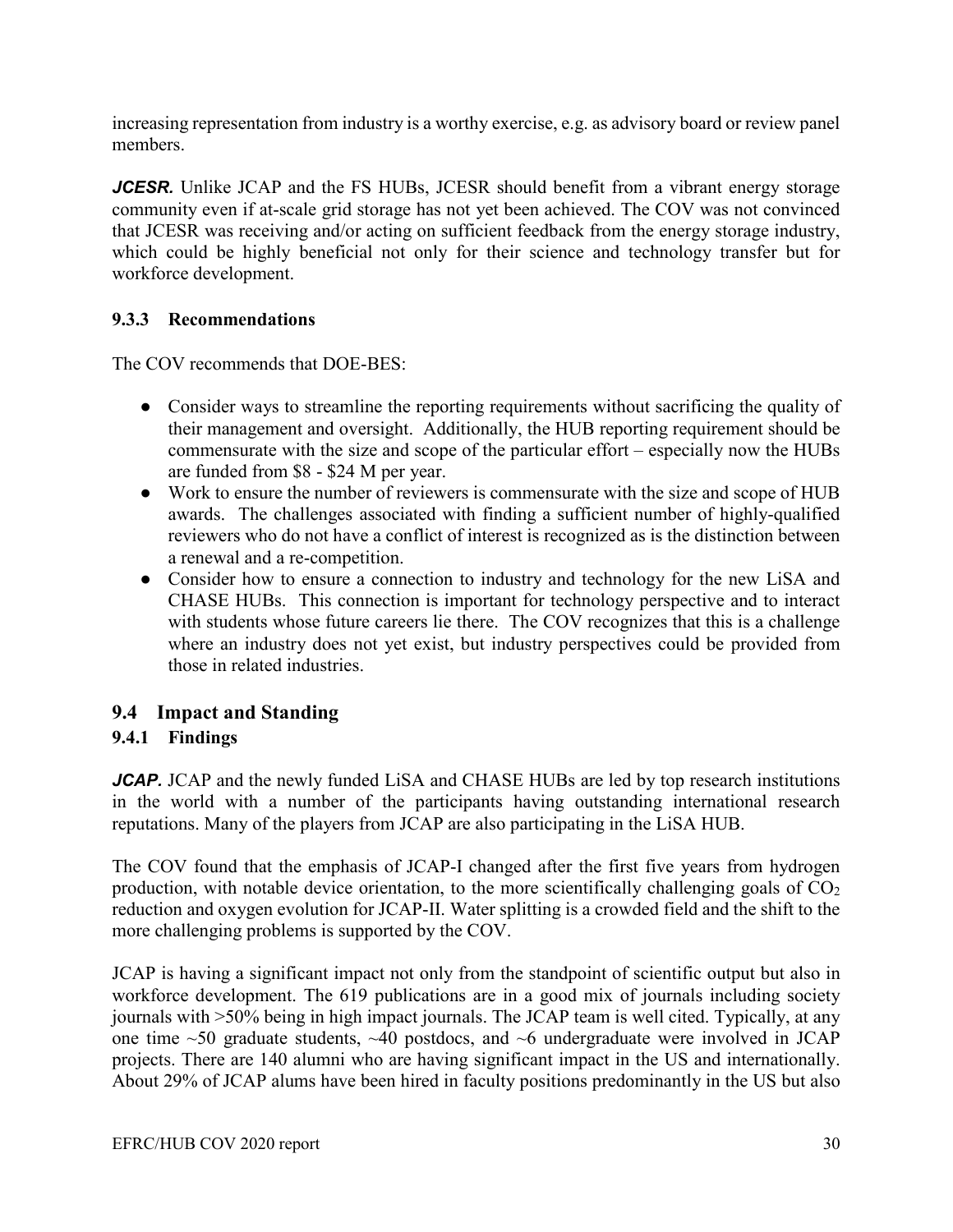increasing representation from industry is a worthy exercise, e.g. as advisory board or review panel members.

***JCESR.*** Unlike JCAP and the FS HUBs, JCESR should benefit from a vibrant energy storage community even if at-scale grid storage has not yet been achieved. The COV was not convinced that JCESR was receiving and/or acting on sufficient feedback from the energy storage industry, which could be highly beneficial not only for their science and technology transfer but for workforce development.

### 9.3.3 Recommendations

The COV recommends that DOE-BES:

- Consider ways to streamline the reporting requirements without sacrificing the quality of their management and oversight. Additionally, the HUB reporting requirement should be commensurate with the size and scope of the particular effort – especially now the HUBs are funded from \$8 - \$24 M per year.
- Work to ensure the number of reviewers is commensurate with the size and scope of HUB awards. The challenges associated with finding a sufficient number of highly-qualified reviewers who do not have a conflict of interest is recognized as is the distinction between a renewal and a re-competition.
- Consider how to ensure a connection to industry and technology for the new LiSA and CHASE HUBs. This connection is important for technology perspective and to interact with students whose future careers lie there. The COV recognizes that this is a challenge where an industry does not yet exist, but industry perspectives could be provided from those in related industries.

## 9.4 Impact and Standing

### 9.4.1 Findings

***JCAP.*** JCAP and the newly funded LiSA and CHASE HUBs are led by top research institutions in the world with a number of the participants having outstanding international research reputations. Many of the players from JCAP are also participating in the LiSA HUB.

The COV found that the emphasis of JCAP-I changed after the first five years from hydrogen production, with notable device orientation, to the more scientifically challenging goals of $CO_2$ reduction and oxygen evolution for JCAP-II. Water splitting is a crowded field and the shift to the more challenging problems is supported by the COV.

JCAP is having a significant impact not only from the standpoint of scientific output but also in workforce development. The 619 publications are in a good mix of journals including society journals with >50% being in high impact journals. The JCAP team is well cited. Typically, at any one time ~50 graduate students, ~40 postdocs, and ~6 undergraduate were involved in JCAP projects. There are 140 alumni who are having significant impact in the US and internationally. About 29% of JCAP alums have been hired in faculty positions predominantly in the US but also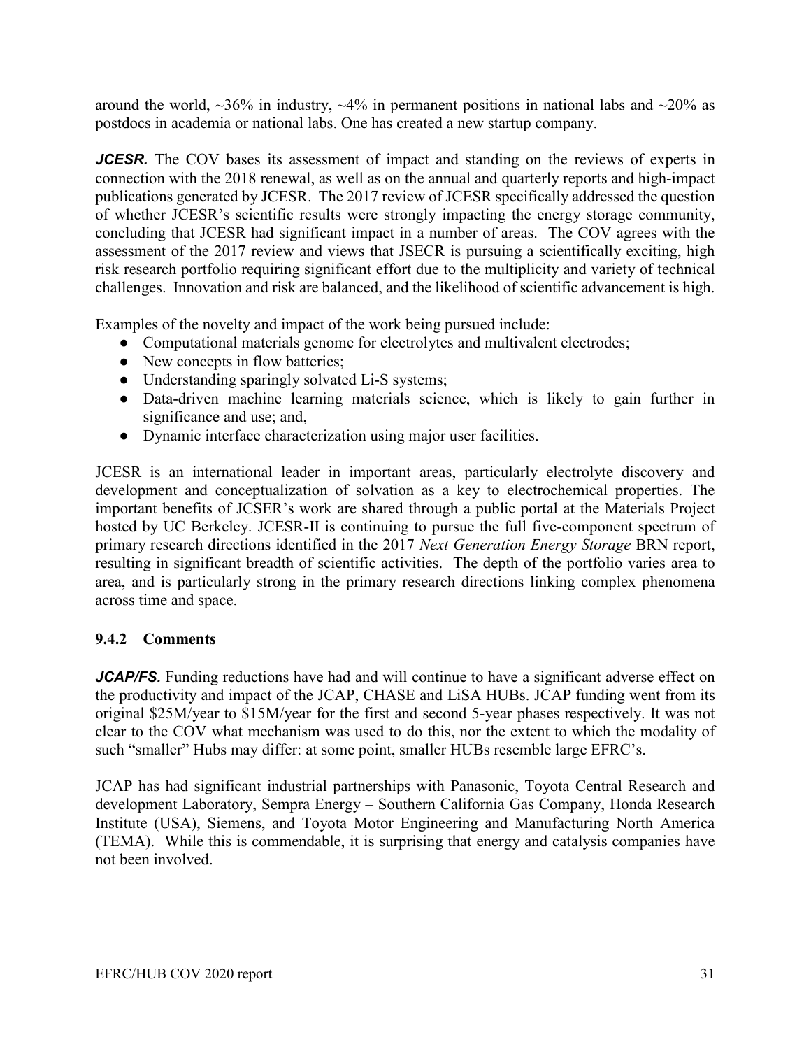around the world, ~36% in industry, ~4% in permanent positions in national labs and ~20% as postdocs in academia or national labs. One has created a new startup company.

***JCESR.*** The COV bases its assessment of impact and standing on the reviews of experts in connection with the 2018 renewal, as well as on the annual and quarterly reports and high-impact publications generated by JCESR. The 2017 review of JCESR specifically addressed the question of whether JCESR's scientific results were strongly impacting the energy storage community, concluding that JCESR had significant impact in a number of areas. The COV agrees with the assessment of the 2017 review and views that JSECR is pursuing a scientifically exciting, high risk research portfolio requiring significant effort due to the multiplicity and variety of technical challenges. Innovation and risk are balanced, and the likelihood of scientific advancement is high.

Examples of the novelty and impact of the work being pursued include:

- Computational materials genome for electrolytes and multivalent electrodes;
- New concepts in flow batteries;
- Understanding sparingly solvated Li-S systems;
- Data-driven machine learning materials science, which is likely to gain further in significance and use; and,
- Dynamic interface characterization using major user facilities.

JCESR is an international leader in important areas, particularly electrolyte discovery and development and conceptualization of solvation as a key to electrochemical properties. The important benefits of JCSER's work are shared through a public portal at the Materials Project hosted by UC Berkeley. JCESR-II is continuing to pursue the full five-component spectrum of primary research directions identified in the 2017 *Next Generation Energy Storage* BRN report, resulting in significant breadth of scientific activities. The depth of the portfolio varies area to area, and is particularly strong in the primary research directions linking complex phenomena across time and space.

### 9.4.2 Comments

***JCAP/FS.*** Funding reductions have had and will continue to have a significant adverse effect on the productivity and impact of the JCAP, CHASE and LiSA HUBs. JCAP funding went from its original \$25M/year to \$15M/year for the first and second 5-year phases respectively. It was not clear to the COV what mechanism was used to do this, nor the extent to which the modality of such "smaller" Hubs may differ: at some point, smaller HUBs resemble large EFRC's.

JCAP has had significant industrial partnerships with Panasonic, Toyota Central Research and development Laboratory, Sempra Energy – Southern California Gas Company, Honda Research Institute (USA), Siemens, and Toyota Motor Engineering and Manufacturing North America (TEMA). While this is commendable, it is surprising that energy and catalysis companies have not been involved.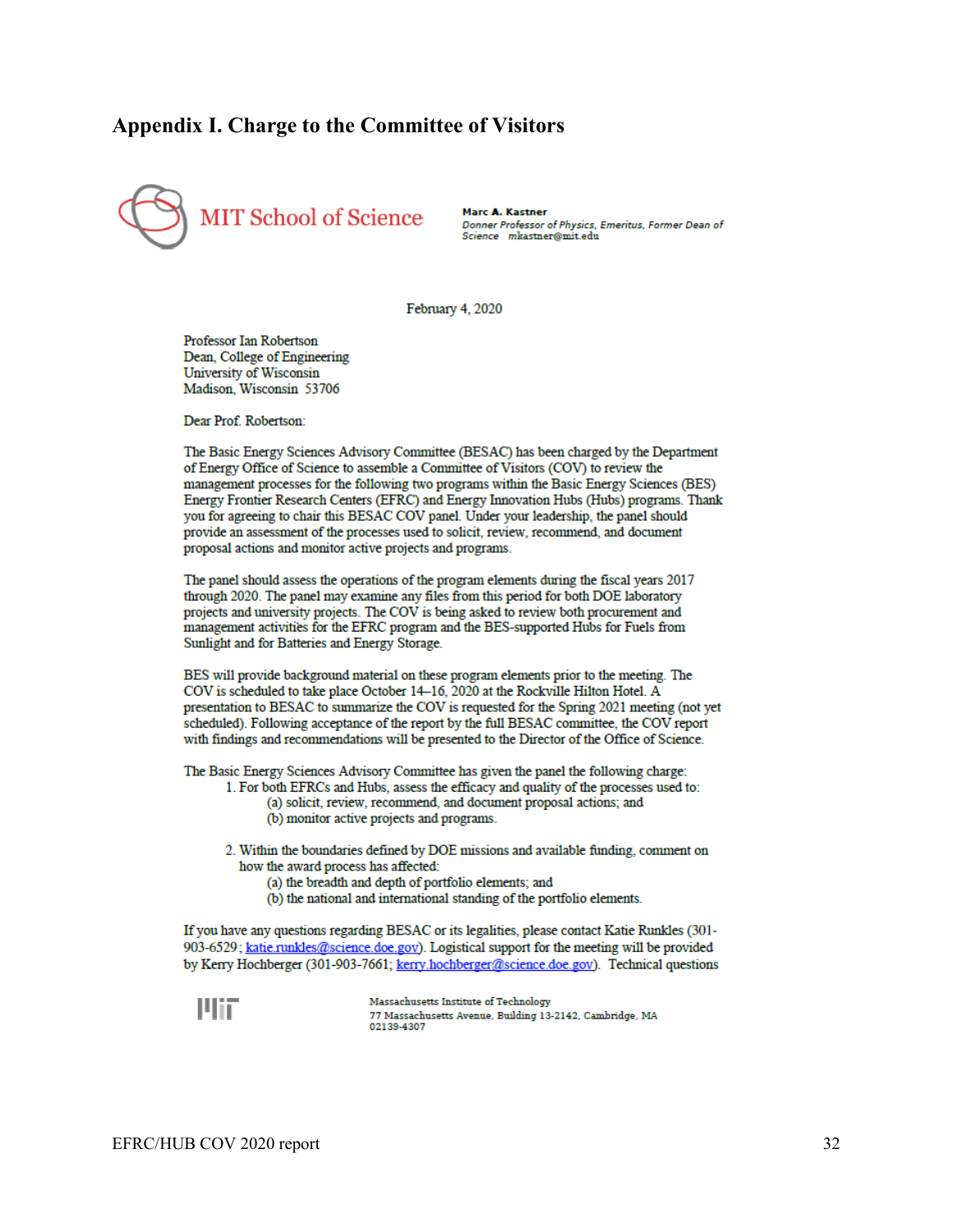# Appendix I. Charge to the Committee of Visitors

MIT School of Science

**Marc A. Kastner**
*Donner Professor of Physics, Emeritus, Former Dean of Science* mkastner@mit.edu

February 4, 2020

Professor Ian Robertson
Dean, College of Engineering
University of Wisconsin
Madison, Wisconsin 53706

Dear Prof. Robertson:

The Basic Energy Sciences Advisory Committee (BESAC) has been charged by the Department of Energy Office of Science to assemble a Committee of Visitors (COV) to review the management processes for the following two programs within the Basic Energy Sciences (BES) Energy Frontier Research Centers (EFRC) and Energy Innovation Hubs (Hubs) programs. Thank you for agreeing to chair this BESAC COV panel. Under your leadership, the panel should provide an assessment of the processes used to solicit, review, recommend, and document proposal actions and monitor active projects and programs.

The panel should assess the operations of the program elements during the fiscal years 2017 through 2020. The panel may examine any files from this period for both DOE laboratory projects and university projects. The COV is being asked to review both procurement and management activities for the EFRC program and the BES-supported Hubs for Fuels from Sunlight and for Batteries and Energy Storage.

BES will provide background material on these program elements prior to the meeting. The COV is scheduled to take place October 14–16, 2020 at the Rockville Hilton Hotel. A presentation to BESAC to summarize the COV is requested for the Spring 2021 meeting (not yet scheduled). Following acceptance of the report by the full BESAC committee, the COV report with findings and recommendations will be presented to the Director of the Office of Science.

The Basic Energy Sciences Advisory Committee has given the panel the following charge:

1. For both EFRCs and Hubs, assess the efficacy and quality of the processes used to:
   (a) solicit, review, recommend, and document proposal actions; and
   (b) monitor active projects and programs.

2. Within the boundaries defined by DOE missions and available funding, comment on how the award process has affected:
   (a) the breadth and depth of portfolio elements; and
   (b) the national and international standing of the portfolio elements.

If you have any questions regarding BESAC or its legalities, please contact Katie Runkles (301-903-6529; katie.runkles@science.doe.gov). Logistical support for the meeting will be provided by Kerry Hochberger (301-903-7661; kerry.hochberger@science.doe.gov). Technical questions

MIT

Massachusetts Institute of Technology
77 Massachusetts Avenue, Building 13-2142, Cambridge, MA 02139-4307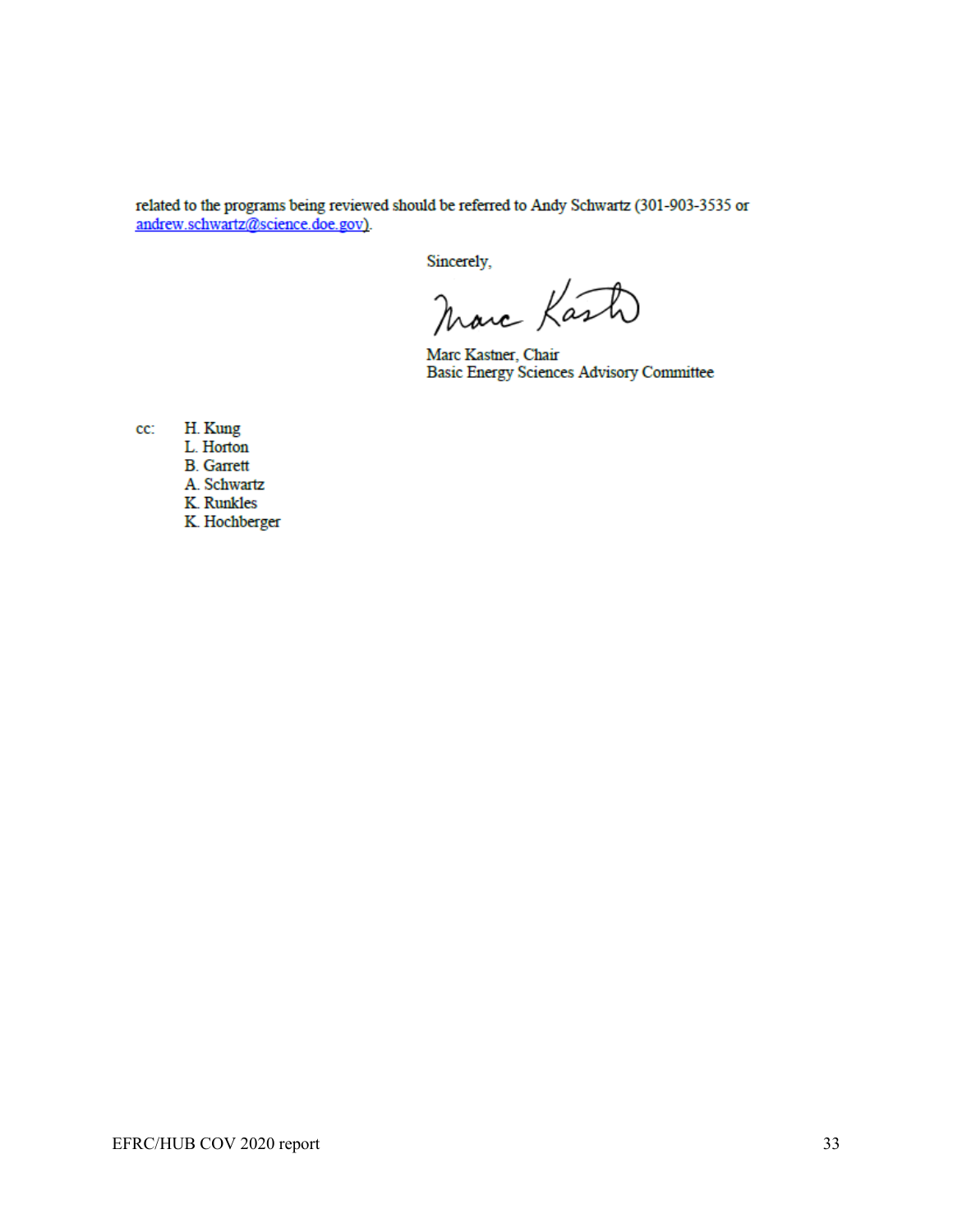related to the programs being reviewed should be referred to Andy Schwartz (301-903-3535 or andrew.schwartz@science.doe.gov).

Sincerely,

Marc Kastner, Chair
Basic Energy Sciences Advisory Committee

cc: H. Kung
L. Horton
B. Garrett
A. Schwartz
K. Runkles
K. Hochberger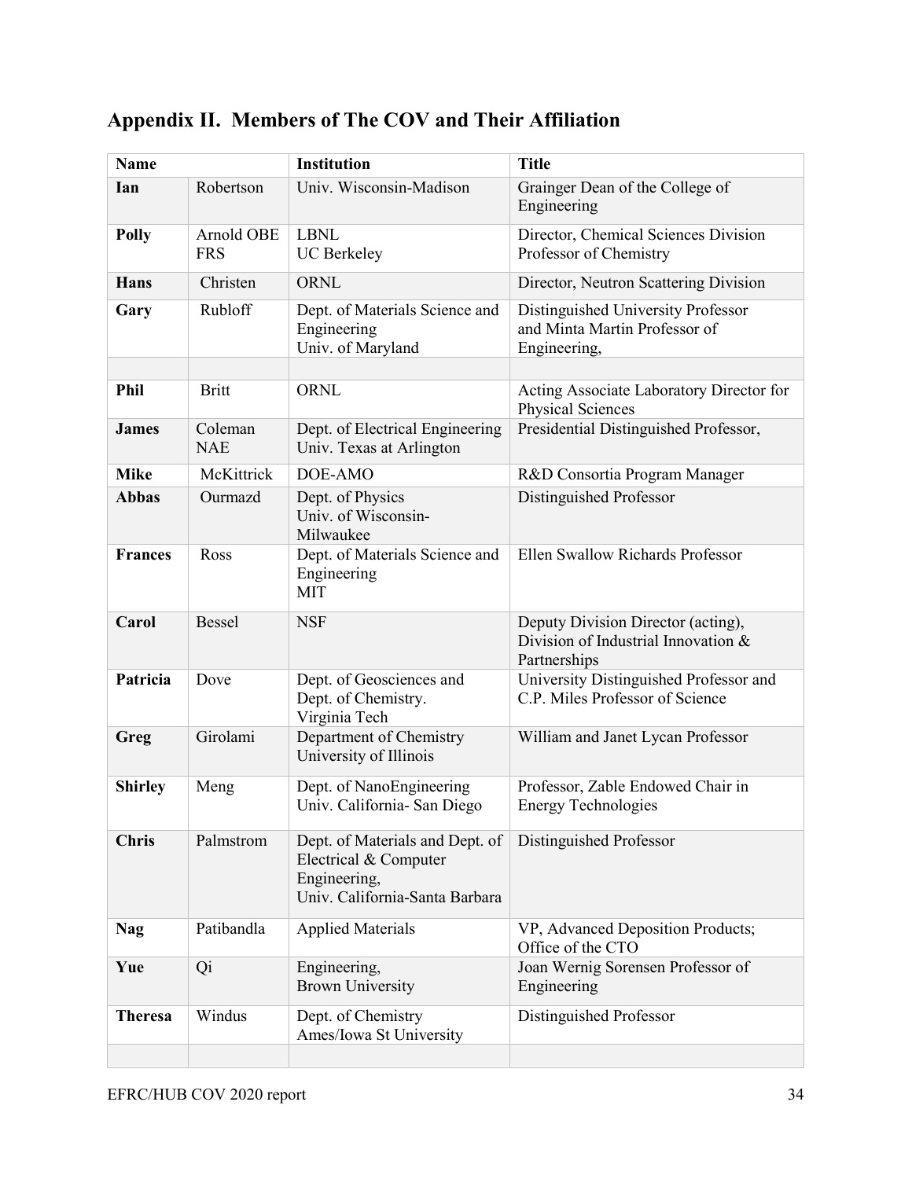## Appendix II. Members of The COV and Their Affiliation

| Name | | Institution | Title |
|---|---|---|---|
| **Ian** | Robertson | Univ. Wisconsin-Madison | Grainger Dean of the College of Engineering |
| **Polly** | Arnold OBE FRS | LBNL<br>UC Berkeley | Director, Chemical Sciences Division<br>Professor of Chemistry |
| **Hans** | Christen | ORNL | Director, Neutron Scattering Division |
| **Gary** | Rubloff | Dept. of Materials Science and Engineering<br>Univ. of Maryland | Distinguished University Professor and Minta Martin Professor of Engineering, |
| | | | |
| **Phil** | Britt | ORNL | Acting Associate Laboratory Director for Physical Sciences |
| **James** | Coleman NAE | Dept. of Electrical Engineering<br>Univ. Texas at Arlington | Presidential Distinguished Professor, |
| **Mike** | McKittrick | DOE-AMO | R&D Consortia Program Manager |
| **Abbas** | Ourmazd | Dept. of Physics<br>Univ. of Wisconsin-Milwaukee | Distinguished Professor |
| **Frances** | Ross | Dept. of Materials Science and Engineering<br>MIT | Ellen Swallow Richards Professor |
| **Carol** | Bessel | NSF | Deputy Division Director (acting), Division of Industrial Innovation & Partnerships |
| **Patricia** | Dove | Dept. of Geosciences and Dept. of Chemistry.<br>Virginia Tech | University Distinguished Professor and C.P. Miles Professor of Science |
| **Greg** | Girolami | Department of Chemistry<br>University of Illinois | William and Janet Lycan Professor |
| **Shirley** | Meng | Dept. of NanoEngineering<br>Univ. California- San Diego | Professor, Zable Endowed Chair in Energy Technologies |
| **Chris** | Palmstrom | Dept. of Materials and Dept. of Electrical & Computer Engineering,<br>Univ. California-Santa Barbara | Distinguished Professor |
| **Nag** | Patibandla | Applied Materials | VP, Advanced Deposition Products; Office of the CTO |
| **Yue** | Qi | Engineering,<br>Brown University | Joan Wernig Sorensen Professor of Engineering |
| **Theresa** | Windus | Dept. of Chemistry<br>Ames/Iowa St University | Distinguished Professor |
| | | | |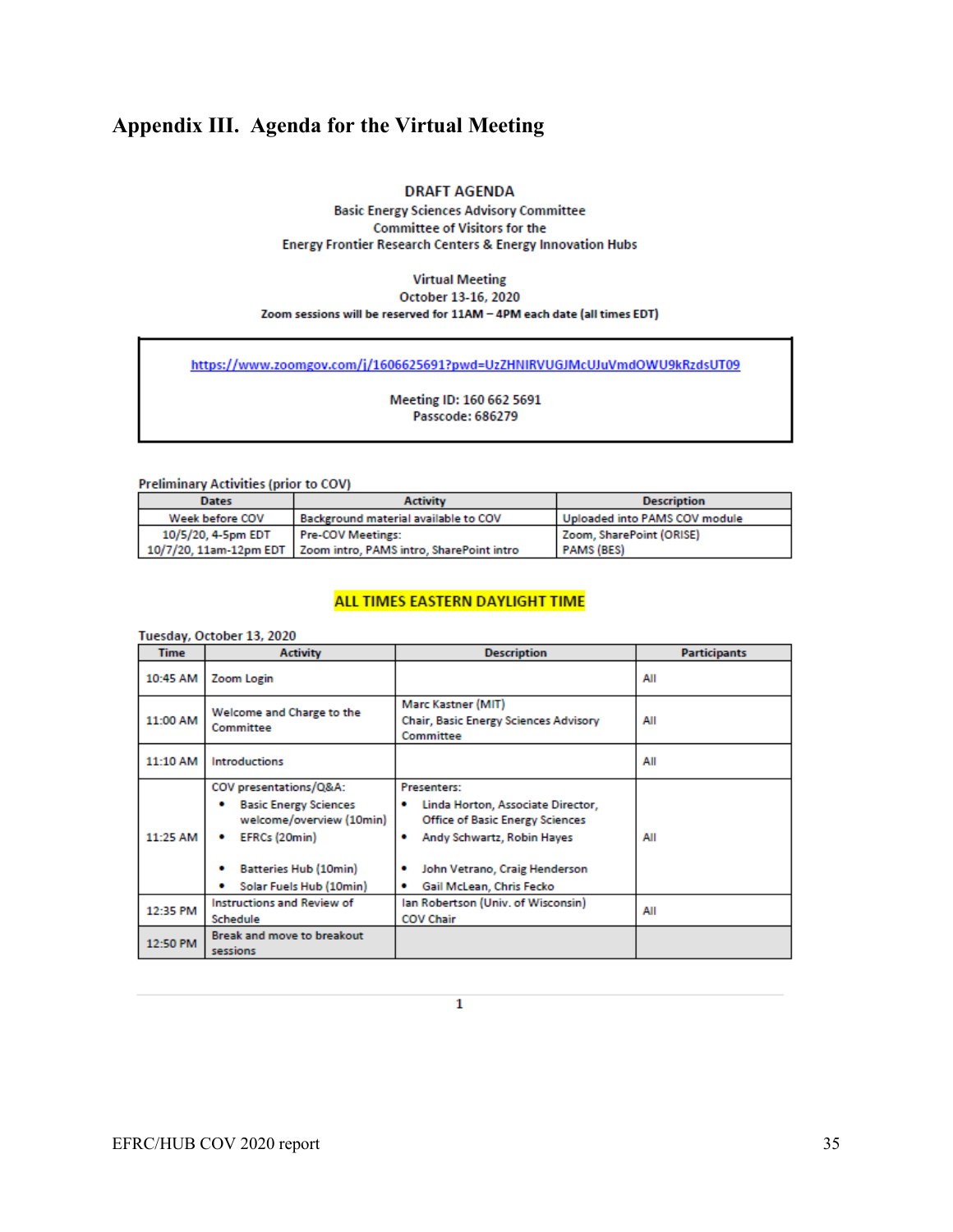## Appendix III. Agenda for the Virtual Meeting

**DRAFT AGENDA**
Basic Energy Sciences Advisory Committee
Committee of Visitors for the
Energy Frontier Research Centers & Energy Innovation Hubs

Virtual Meeting
October 13-16, 2020
**Zoom sessions will be reserved for 11AM – 4PM each date (all times EDT)**

https://www.zoomgov.com/j/1606625691?pwd=UzZHNIRVUGJMcUJuVmdOWU9kRzdsUT09

Meeting ID: 160 662 5691
Passcode: 686279

**Preliminary Activities (prior to COV)**

| Dates | Activity | Description |
|---|---|---|
| Week before COV | Background material available to COV | Uploaded into PAMS COV module |
| 10/5/20, 4-5pm EDT<br>10/7/20, 11am-12pm EDT | Pre-COV Meetings:<br>Zoom intro, PAMS intro, SharePoint intro | Zoom, SharePoint (ORISE)<br>PAMS (BES) |

**ALL TIMES EASTERN DAYLIGHT TIME**

**Tuesday, October 13, 2020**

| Time | Activity | Description | Participants |
|---|---|---|---|
| 10:45 AM | Zoom Login | | All |
| 11:00 AM | Welcome and Charge to the Committee | Marc Kastner (MIT)<br>Chair, Basic Energy Sciences Advisory Committee | All |
| 11:10 AM | Introductions | | All |
| 11:25 AM | COV presentations/Q&A:<br>• Basic Energy Sciences welcome/overview (10min)<br>• EFRCs (20min)<br>• Batteries Hub (10min)<br>• Solar Fuels Hub (10min) | Presenters:<br>• Linda Horton, Associate Director, Office of Basic Energy Sciences<br>• Andy Schwartz, Robin Hayes<br>• John Vetrano, Craig Henderson<br>• Gail McLean, Chris Fecko | All |
| 12:35 PM | Instructions and Review of Schedule | Ian Robertson (Univ. of Wisconsin)<br>COV Chair | All |
| 12:50 PM | Break and move to breakout sessions | | |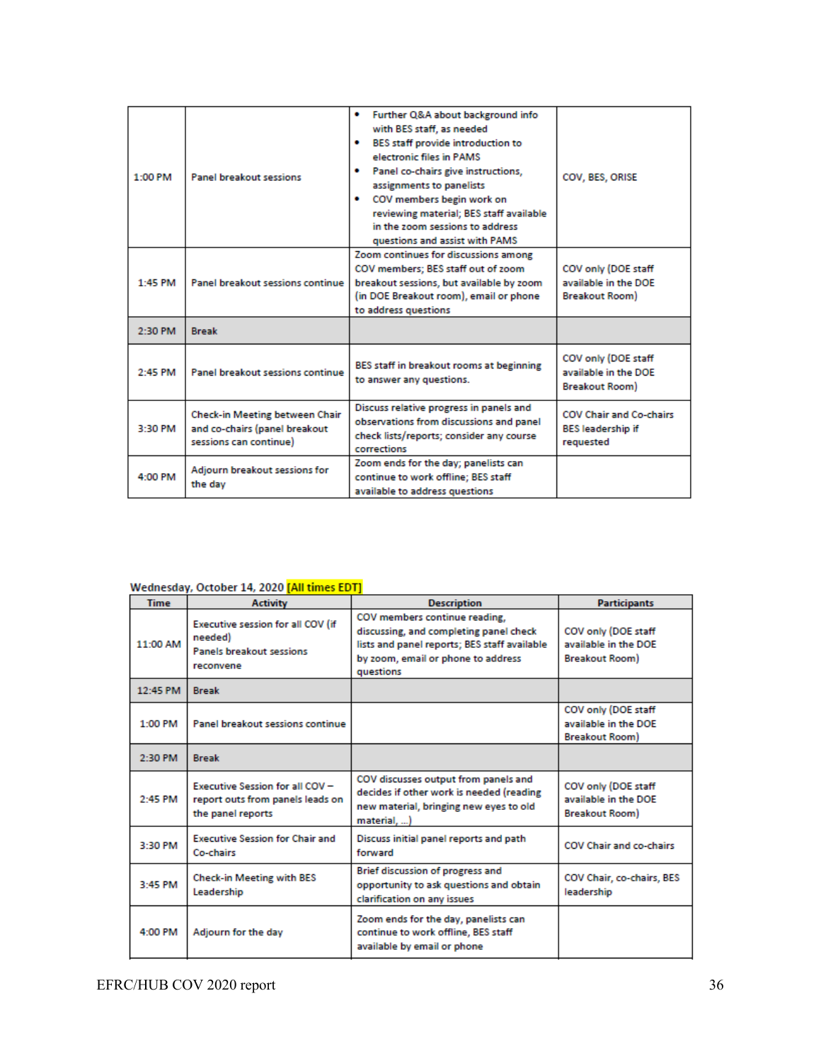| | | | |
|---|---|---|---|
| 1:00 PM | Panel breakout sessions | • Further Q&A about background info with BES staff, as needed<br>• BES staff provide introduction to electronic files in PAMS<br>• Panel co-chairs give instructions, assignments to panelists<br>• COV members begin work on reviewing material; BES staff available in the zoom sessions to address questions and assist with PAMS | COV, BES, ORISE |
| 1:45 PM | Panel breakout sessions continue | Zoom continues for discussions among COV members; BES staff out of zoom breakout sessions, but available by zoom (in DOE Breakout room), email or phone to address questions | COV only (DOE staff available in the DOE Breakout Room) |
| 2:30 PM | Break | | |
| 2:45 PM | Panel breakout sessions continue | BES staff in breakout rooms at beginning to answer any questions. | COV only (DOE staff available in the DOE Breakout Room) |
| 3:30 PM | Check-in Meeting between Chair and co-chairs (panel breakout sessions can continue) | Discuss relative progress in panels and observations from discussions and panel check lists/reports; consider any course corrections | COV Chair and Co-chairs<br>BES leadership if requested |
| 4:00 PM | Adjourn breakout sessions for the day | Zoom ends for the day; panelists can continue to work offline; BES staff available to address questions | |

Wednesday, October 14, 2020 **[All times EDT]**

| Time | Activity | Description | Participants |
|---|---|---|---|
| 11:00 AM | Executive session for all COV (if needed)<br>Panels breakout sessions reconvene | COV members continue reading, discussing, and completing panel check lists and panel reports; BES staff available by zoom, email or phone to address questions | COV only (DOE staff available in the DOE Breakout Room) |
| 12:45 PM | Break | | |
| 1:00 PM | Panel breakout sessions continue | | COV only (DOE staff available in the DOE Breakout Room) |
| 2:30 PM | Break | | |
| 2:45 PM | Executive Session for all COV – report outs from panels leads on the panel reports | COV discusses output from panels and decides if other work is needed (reading new material, bringing new eyes to old material, ...) | COV only (DOE staff available in the DOE Breakout Room) |
| 3:30 PM | Executive Session for Chair and Co-chairs | Discuss initial panel reports and path forward | COV Chair and co-chairs |
| 3:45 PM | Check-in Meeting with BES Leadership | Brief discussion of progress and opportunity to ask questions and obtain clarification on any issues | COV Chair, co-chairs, BES leadership |
| 4:00 PM | Adjourn for the day | Zoom ends for the day, panelists can continue to work offline, BES staff available by email or phone | |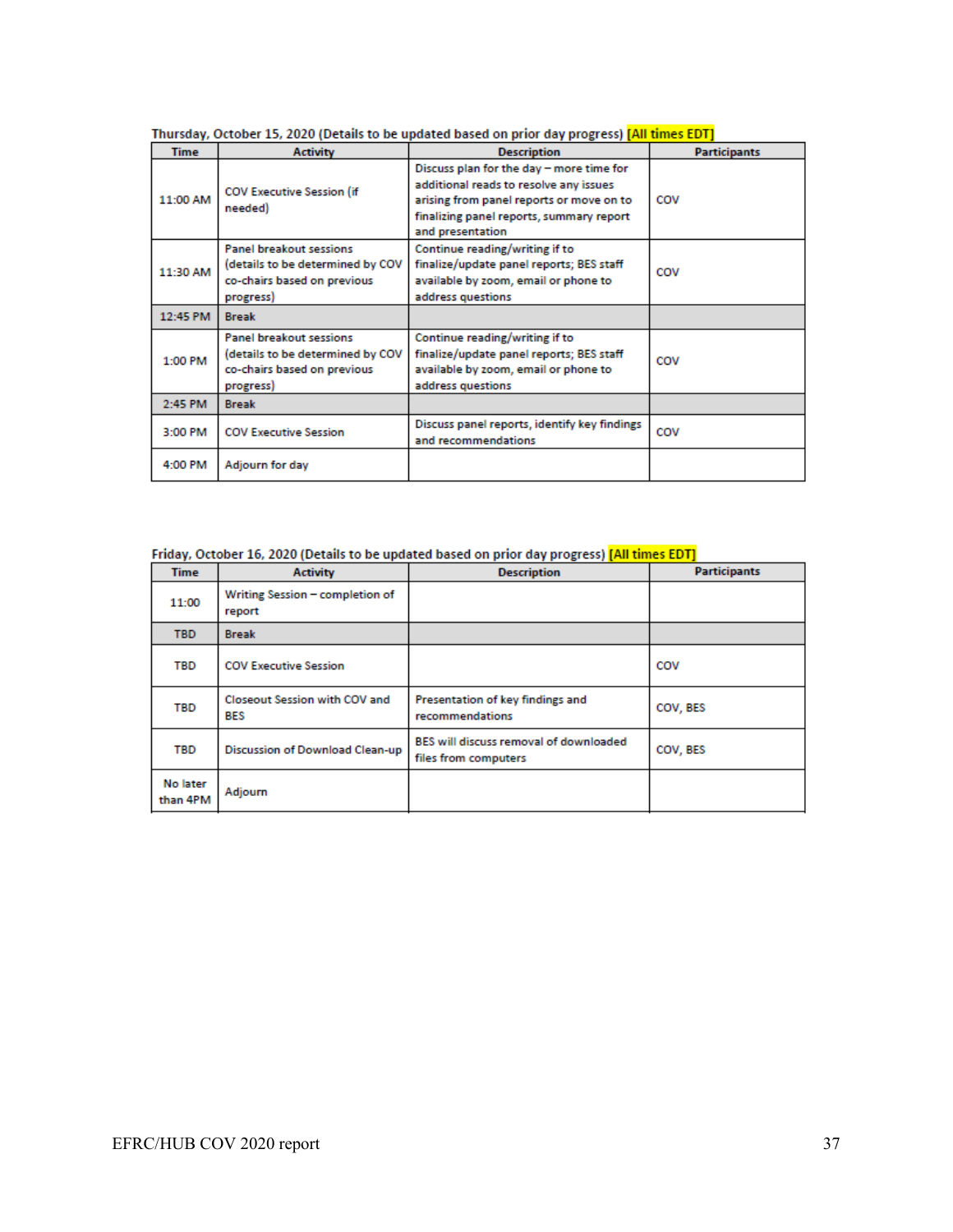Thursday, October 15, 2020 (Details to be updated based on prior day progress) [All times EDT]

| Time | Activity | Description | Participants |
|---|---|---|---|
| 11:00 AM | COV Executive Session (if needed) | Discuss plan for the day – more time for additional reads to resolve any issues arising from panel reports or move on to finalizing panel reports, summary report and presentation | COV |
| 11:30 AM | Panel breakout sessions (details to be determined by COV co-chairs based on previous progress) | Continue reading/writing if to finalize/update panel reports; BES staff available by zoom, email or phone to address questions | COV |
| 12:45 PM | Break | | |
| 1:00 PM | Panel breakout sessions (details to be determined by COV co-chairs based on previous progress) | Continue reading/writing if to finalize/update panel reports; BES staff available by zoom, email or phone to address questions | COV |
| 2:45 PM | Break | | |
| 3:00 PM | COV Executive Session | Discuss panel reports, identify key findings and recommendations | COV |
| 4:00 PM | Adjourn for day | | |

Friday, October 16, 2020 (Details to be updated based on prior day progress) [All times EDT]

| Time | Activity | Description | Participants |
|---|---|---|---|
| 11:00 | Writing Session – completion of report | | |
| TBD | Break | | |
| TBD | COV Executive Session | | COV |
| TBD | Closeout Session with COV and BES | Presentation of key findings and recommendations | COV, BES |
| TBD | Discussion of Download Clean-up | BES will discuss removal of downloaded files from computers | COV, BES |
| No later than 4PM | Adjourn | | |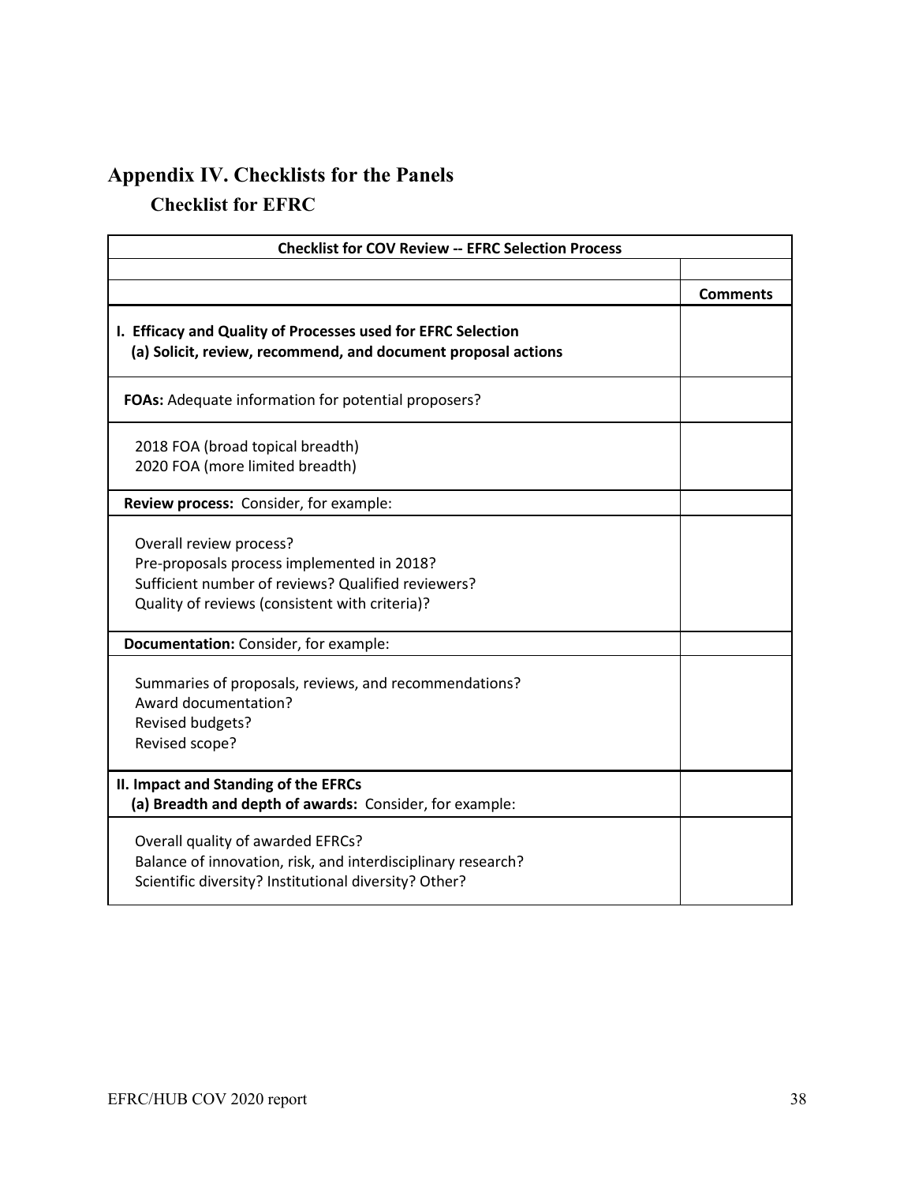## Appendix IV. Checklists for the Panels

### Checklist for EFRC

| Checklist for COV Review -- EFRC Selection Process | |
|---|---|
| | |
| | **Comments** |
| **I. Efficacy and Quality of Processes used for EFRC Selection**<br>**(a) Solicit, review, recommend, and document proposal actions** | |
| **FOAs:** Adequate information for potential proposers? | |
| 2018 FOA (broad topical breadth)<br>2020 FOA (more limited breadth) | |
| **Review process:** Consider, for example: | |
| Overall review process?<br>Pre-proposals process implemented in 2018?<br>Sufficient number of reviews? Qualified reviewers?<br>Quality of reviews (consistent with criteria)? | |
| **Documentation:** Consider, for example: | |
| Summaries of proposals, reviews, and recommendations?<br>Award documentation?<br>Revised budgets?<br>Revised scope? | |
| **II. Impact and Standing of the EFRCs**<br>**(a) Breadth and depth of awards:** Consider, for example: | |
| Overall quality of awarded EFRCs?<br>Balance of innovation, risk, and interdisciplinary research?<br>Scientific diversity? Institutional diversity? Other? | |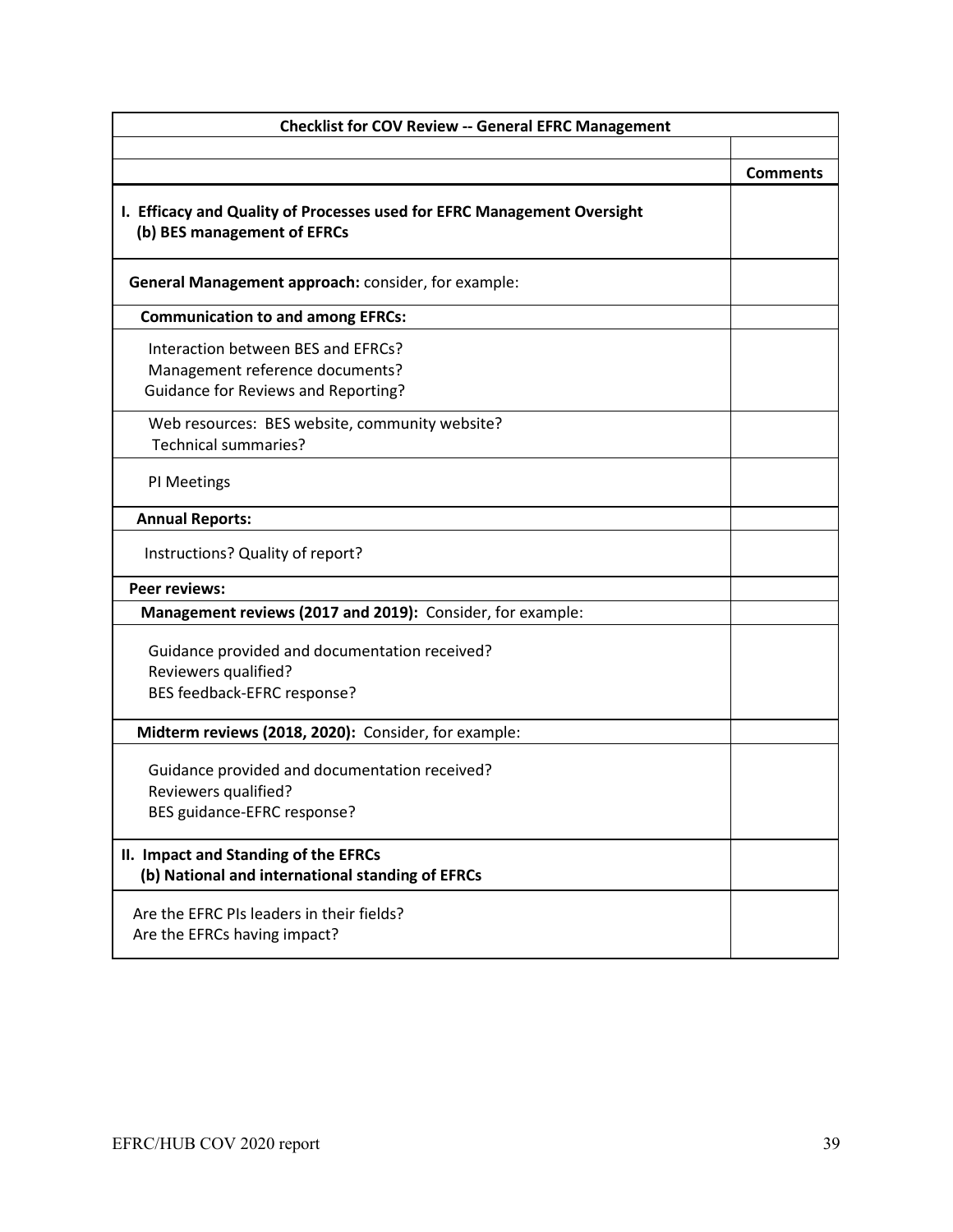| Checklist for COV Review -- General EFRC Management | |
|---|---|
| | |
| | **Comments** |
| **I. Efficacy and Quality of Processes used for EFRC Management Oversight**<br>**(b) BES management of EFRCs** | |
| **General Management approach:** consider, for example: | |
| **Communication to and among EFRCs:** | |
| Interaction between BES and EFRCs?<br>Management reference documents?<br>Guidance for Reviews and Reporting? | |
| Web resources: BES website, community website?<br>Technical summaries? | |
| PI Meetings | |
| **Annual Reports:** | |
| Instructions? Quality of report? | |
| **Peer reviews:** | |
| **Management reviews (2017 and 2019):** Consider, for example: | |
| Guidance provided and documentation received?<br>Reviewers qualified?<br>BES feedback-EFRC response? | |
| **Midterm reviews (2018, 2020):** Consider, for example: | |
| Guidance provided and documentation received?<br>Reviewers qualified?<br>BES guidance-EFRC response? | |
| **II. Impact and Standing of the EFRCs**<br>**(b) National and international standing of EFRCs** | |
| Are the EFRC PIs leaders in their fields?<br>Are the EFRCs having impact? | |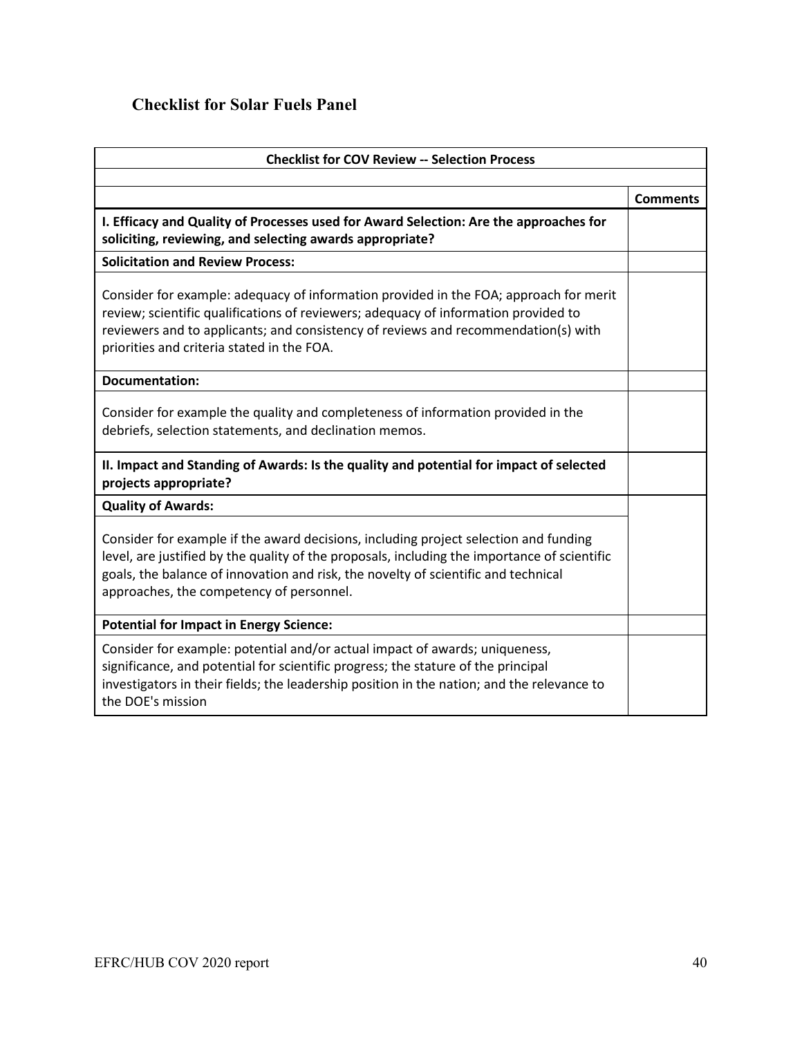## Checklist for Solar Fuels Panel

| Checklist for COV Review -- Selection Process | |
|---|---|
| | |
| | **Comments** |
| **I. Efficacy and Quality of Processes used for Award Selection: Are the approaches for soliciting, reviewing, and selecting awards appropriate?** | |
| **Solicitation and Review Process:** | |
| Consider for example: adequacy of information provided in the FOA; approach for merit review; scientific qualifications of reviewers; adequacy of information provided to reviewers and to applicants; and consistency of reviews and recommendation(s) with priorities and criteria stated in the FOA. | |
| **Documentation:** | |
| Consider for example the quality and completeness of information provided in the debriefs, selection statements, and declination memos. | |
| **II. Impact and Standing of Awards: Is the quality and potential for impact of selected projects appropriate?** | |
| **Quality of Awards:** | |
| Consider for example if the award decisions, including project selection and funding level, are justified by the quality of the proposals, including the importance of scientific goals, the balance of innovation and risk, the novelty of scientific and technical approaches, the competency of personnel. | |
| **Potential for Impact in Energy Science:** | |
| Consider for example: potential and/or actual impact of awards; uniqueness, significance, and potential for scientific progress; the stature of the principal investigators in their fields; the leadership position in the nation; and the relevance to the DOE's mission | |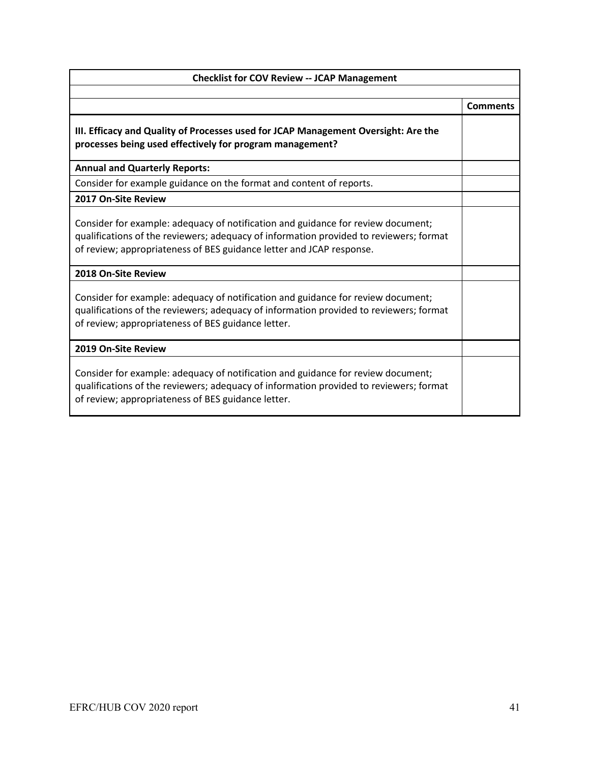| Checklist for COV Review -- JCAP Management | |
|---|---|
| | |
| | **Comments** |
| **III. Efficacy and Quality of Processes used for JCAP Management Oversight: Are the processes being used effectively for program management?** | |
| **Annual and Quarterly Reports:** | |
| Consider for example guidance on the format and content of reports. | |
| **2017 On-Site Review** | |
| Consider for example: adequacy of notification and guidance for review document; qualifications of the reviewers; adequacy of information provided to reviewers; format of review; appropriateness of BES guidance letter and JCAP response. | |
| **2018 On-Site Review** | |
| Consider for example: adequacy of notification and guidance for review document; qualifications of the reviewers; adequacy of information provided to reviewers; format of review; appropriateness of BES guidance letter. | |
| **2019 On-Site Review** | |
| Consider for example: adequacy of notification and guidance for review document; qualifications of the reviewers; adequacy of information provided to reviewers; format of review; appropriateness of BES guidance letter. | |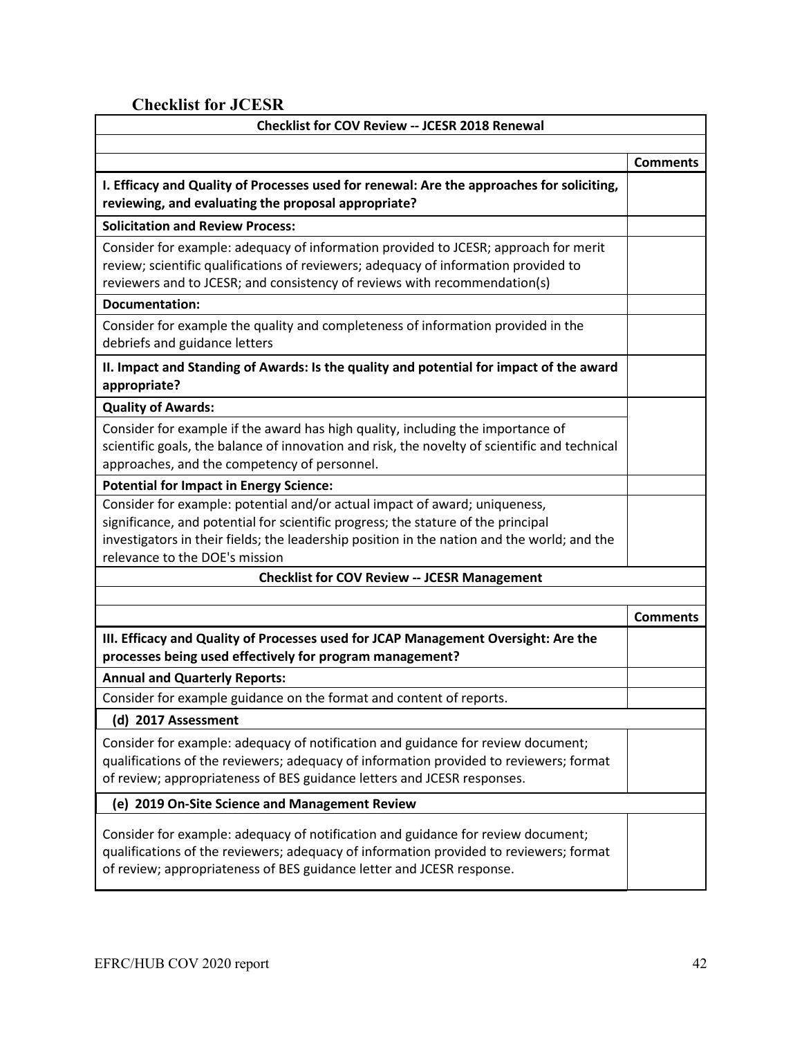## Checklist for JCESR

| Checklist for COV Review -- JCESR 2018 Renewal | |
|---|---|
| | **Comments** |
| **I. Efficacy and Quality of Processes used for renewal: Are the approaches for soliciting, reviewing, and evaluating the proposal appropriate?** | |
| **Solicitation and Review Process:** | |
| Consider for example: adequacy of information provided to JCESR; approach for merit review; scientific qualifications of reviewers; adequacy of information provided to reviewers and to JCESR; and consistency of reviews with recommendation(s) | |
| **Documentation:** | |
| Consider for example the quality and completeness of information provided in the debriefs and guidance letters | |
| **II. Impact and Standing of Awards: Is the quality and potential for impact of the award appropriate?** | |
| **Quality of Awards:** | |
| Consider for example if the award has high quality, including the importance of scientific goals, the balance of innovation and risk, the novelty of scientific and technical approaches, and the competency of personnel. | |
| **Potential for Impact in Energy Science:** | |
| Consider for example: potential and/or actual impact of award; uniqueness, significance, and potential for scientific progress; the stature of the principal investigators in their fields; the leadership position in the nation and the world; and the relevance to the DOE's mission | |

| Checklist for COV Review -- JCESR Management | |
|---|---|
| | **Comments** |
| **III. Efficacy and Quality of Processes used for JCAP Management Oversight: Are the processes being used effectively for program management?** | |
| **Annual and Quarterly Reports:** | |
| Consider for example guidance on the format and content of reports. | |
| **(d) 2017 Assessment** | |
| Consider for example: adequacy of notification and guidance for review document; qualifications of the reviewers; adequacy of information provided to reviewers; format of review; appropriateness of BES guidance letters and JCESR responses. | |
| **(e) 2019 On-Site Science and Management Review** | |
| Consider for example: adequacy of notification and guidance for review document; qualifications of the reviewers; adequacy of information provided to reviewers; format of review; appropriateness of BES guidance letter and JCESR response. | |